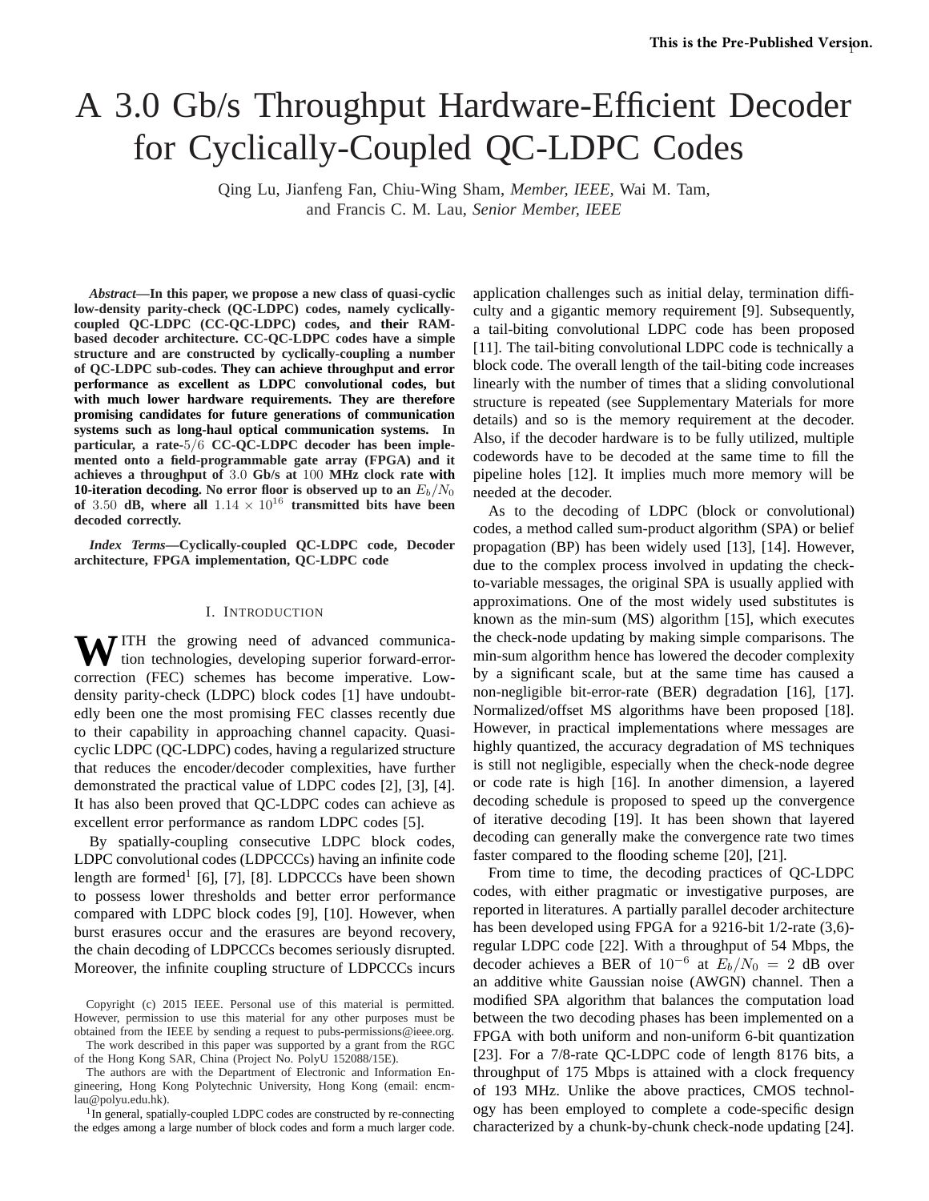# A 3.0 Gb/s Throughput Hardware-Efficient Decoder for Cyclically-Coupled QC-LDPC Codes

Qing Lu, Jianfeng Fan, Chiu-Wing Sham, *Member, IEEE,* Wai M. Tam, and Francis C. M. Lau, *Senior Member, IEEE*

***Abstract*—In this paper, we propose a new class of quasi-cyclic low-density parity-check (QC-LDPC) codes, namely cyclically-coupled QC-LDPC (CC-QC-LDPC) codes, and their RAM-based decoder architecture. CC-QC-LDPC codes have a simple structure and are constructed by cyclically-coupling a number of QC-LDPC sub-codes. They can achieve throughput and error performance as excellent as LDPC convolutional codes, but with much lower hardware requirements. They are therefore promising candidates for future generations of communication systems such as long-haul optical communication systems. In particular, a rate-$5/6$ CC-QC-LDPC decoder has been implemented onto a field-programmable gate array (FPGA) and it achieves a throughput of $3.0$ Gb/s at $100$ MHz clock rate with 10-iteration decoding. No error floor is observed up to an $E_b/N_0$ of $3.50$ dB, where all $1.14 \times 10^{16}$ transmitted bits have been decoded correctly.**

***Index Terms*—Cyclically-coupled QC-LDPC code, Decoder architecture, FPGA implementation, QC-LDPC code**

## I. Introduction

With the growing need of advanced communication technologies, developing superior forward-error-correction (FEC) schemes has become imperative. Low-density parity-check (LDPC) block codes [1] have undoubtedly been one the most promising FEC classes recently due to their capability in approaching channel capacity. Quasi-cyclic LDPC (QC-LDPC) codes, having a regularized structure that reduces the encoder/decoder complexities, have further demonstrated the practical value of LDPC codes [2], [3], [4]. It has also been proved that QC-LDPC codes can achieve as excellent error performance as random LDPC codes [5].

By spatially-coupling consecutive LDPC block codes, LDPC convolutional codes (LDPCCCs) having an infinite code length are formed[1] [6], [7], [8]. LDPCCCs have been shown to possess lower thresholds and better error performance compared with LDPC block codes [9], [10]. However, when burst erasures occur and the erasures are beyond recovery, the chain decoding of LDPCCCs becomes seriously disrupted. Moreover, the infinite coupling structure of LDPCCCs incurs application challenges such as initial delay, termination difficulty and a gigantic memory requirement [9]. Subsequently, a tail-biting convolutional LDPC code has been proposed [11]. The tail-biting convolutional LDPC code is technically a block code. The overall length of the tail-biting code increases linearly with the number of times that a sliding convolutional structure is repeated (see Supplementary Materials for more details) and so is the memory requirement at the decoder. Also, if the decoder hardware is to be fully utilized, multiple codewords have to be decoded at the same time to fill the pipeline holes [12]. It implies much more memory will be needed at the decoder.

As to the decoding of LDPC (block or convolutional) codes, a method called sum-product algorithm (SPA) or belief propagation (BP) has been widely used [13], [14]. However, due to the complex process involved in updating the check-to-variable messages, the original SPA is usually applied with approximations. One of the most widely used substitutes is known as the min-sum (MS) algorithm [15], which executes the check-node updating by making simple comparisons. The min-sum algorithm hence has lowered the decoder complexity by a significant scale, but at the same time has caused a non-negligible bit-error-rate (BER) degradation [16], [17]. Normalized/offset MS algorithms have been proposed [18]. However, in practical implementations where messages are highly quantized, the accuracy degradation of MS techniques is still not negligible, especially when the check-node degree or code rate is high [16]. In another dimension, a layered decoding schedule is proposed to speed up the convergence of iterative decoding [19]. It has been shown that layered decoding can generally make the convergence rate two times faster compared to the flooding scheme [20], [21].

From time to time, the decoding practices of QC-LDPC codes, with either pragmatic or investigative purposes, are reported in literatures. A partially parallel decoder architecture has been developed using FPGA for a 9216-bit 1/2-rate (3,6)-regular LDPC code [22]. With a throughput of 54 Mbps, the decoder achieves a BER of $10^{-6}$ at $E_b/N_0 = 2$ dB over an additive white Gaussian noise (AWGN) channel. Then a modified SPA algorithm that balances the computation load between the two decoding phases has been implemented on a FPGA with both uniform and non-uniform 6-bit quantization [23]. For a 7/8-rate QC-LDPC code of length 8176 bits, a throughput of 175 Mbps is attained with a clock frequency of 193 MHz. Unlike the above practices, CMOS technology has been employed to complete a code-specific design characterized by a chunk-by-chunk check-node updating [24].

Copyright (c) 2015 IEEE. Personal use of this material is permitted. However, permission to use this material for any other purposes must be obtained from the IEEE by sending a request to pubs-permissions@ieee.org.

The work described in this paper was supported by a grant from the RGC of the Hong Kong SAR, China (Project No. PolyU 152088/15E).

The authors are with the Department of Electronic and Information Engineering, Hong Kong Polytechnic University, Hong Kong (email: encmlau@polyu.edu.hk).

[1] In general, spatially-coupled LDPC codes are constructed by re-connecting the edges among a large number of block codes and form a much larger code.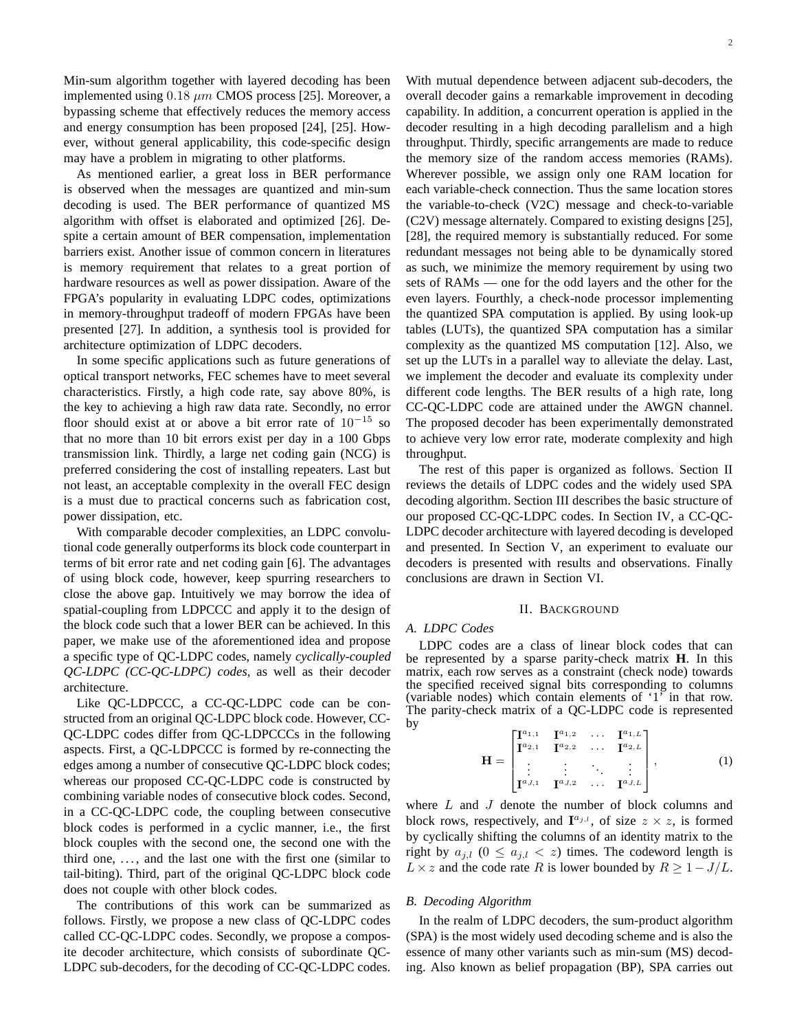Min-sum algorithm together with layered decoding has been implemented using $0.18\ \mu m$ CMOS process [25]. Moreover, a bypassing scheme that effectively reduces the memory access and energy consumption has been proposed [24], [25]. However, without general applicability, this code-specific design may have a problem in migrating to other platforms.

As mentioned earlier, a great loss in BER performance is observed when the messages are quantized and min-sum decoding is used. The BER performance of quantized MS algorithm with offset is elaborated and optimized [26]. Despite a certain amount of BER compensation, implementation barriers exist. Another issue of common concern in literatures is memory requirement that relates to a great portion of hardware resources as well as power dissipation. Aware of the FPGA's popularity in evaluating LDPC codes, optimizations in memory-throughput tradeoff of modern FPGAs have been presented [27]. In addition, a synthesis tool is provided for architecture optimization of LDPC decoders.

In some specific applications such as future generations of optical transport networks, FEC schemes have to meet several characteristics. Firstly, a high code rate, say above 80%, is the key to achieving a high raw data rate. Secondly, no error floor should exist at or above a bit error rate of $10^{-15}$ so that no more than 10 bit errors exist per day in a 100 Gbps transmission link. Thirdly, a large net coding gain (NCG) is preferred considering the cost of installing repeaters. Last but not least, an acceptable complexity in the overall FEC design is a must due to practical concerns such as fabrication cost, power dissipation, etc.

With comparable decoder complexities, an LDPC convolutional code generally outperforms its block code counterpart in terms of bit error rate and net coding gain [6]. The advantages of using block code, however, keep spurring researchers to close the above gap. Intuitively we may borrow the idea of spatial-coupling from LDPCCC and apply it to the design of the block code such that a lower BER can be achieved. In this paper, we make use of the aforementioned idea and propose a specific type of QC-LDPC codes, namely *cyclically-coupled QC-LDPC (CC-QC-LDPC) codes*, as well as their decoder architecture.

Like QC-LDPCCC, a CC-QC-LDPC code can be constructed from an original QC-LDPC block code. However, CC-QC-LDPC codes differ from QC-LDPCCCs in the following aspects. First, a QC-LDPCCC is formed by re-connecting the edges among a number of consecutive QC-LDPC block codes; whereas our proposed CC-QC-LDPC code is constructed by combining variable nodes of consecutive block codes. Second, in a CC-QC-LDPC code, the coupling between consecutive block codes is performed in a cyclic manner, i.e., the first block couples with the second one, the second one with the third one, …, and the last one with the first one (similar to tail-biting). Third, part of the original QC-LDPC block code does not couple with other block codes.

The contributions of this work can be summarized as follows. Firstly, we propose a new class of QC-LDPC codes called CC-QC-LDPC codes. Secondly, we propose a composite decoder architecture, which consists of subordinate QC-LDPC sub-decoders, for the decoding of CC-QC-LDPC codes. With mutual dependence between adjacent sub-decoders, the overall decoder gains a remarkable improvement in decoding capability. In addition, a concurrent operation is applied in the decoder resulting in a high decoding parallelism and a high throughput. Thirdly, specific arrangements are made to reduce the memory size of the random access memories (RAMs). Wherever possible, we assign only one RAM location for each variable-check connection. Thus the same location stores the variable-to-check (V2C) message and check-to-variable (C2V) message alternately. Compared to existing designs [25], [28], the required memory is substantially reduced. For some redundant messages not being able to be dynamically stored as such, we minimize the memory requirement by using two sets of RAMs — one for the odd layers and the other for the even layers. Fourthly, a check-node processor implementing the quantized SPA computation is applied. By using look-up tables (LUTs), the quantized SPA computation has a similar complexity as the quantized MS computation [12]. Also, we set up the LUTs in a parallel way to alleviate the delay. Last, we implement the decoder and evaluate its complexity under different code lengths. The BER results of a high rate, long CC-QC-LDPC code are attained under the AWGN channel. The proposed decoder has been experimentally demonstrated to achieve very low error rate, moderate complexity and high throughput.

The rest of this paper is organized as follows. Section II reviews the details of LDPC codes and the widely used SPA decoding algorithm. Section III describes the basic structure of our proposed CC-QC-LDPC codes. In Section IV, a CC-QC-LDPC decoder architecture with layered decoding is developed and presented. In Section V, an experiment to evaluate our decoders is presented with results and observations. Finally conclusions are drawn in Section VI.

## II. Background

### A. LDPC Codes

LDPC codes are a class of linear block codes that can be represented by a sparse parity-check matrix $\mathbf{H}$. In this matrix, each row serves as a constraint (check node) towards the specified received signal bits corresponding to columns (variable nodes) which contain elements of '1' in that row. The parity-check matrix of a QC-LDPC code is represented by

$$\mathbf{H} = \begin{bmatrix} \mathbf{I}^{a_{1,1}} & \mathbf{I}^{a_{1,2}} & \dots & \mathbf{I}^{a_{1,L}} \\ \mathbf{I}^{a_{2,1}} & \mathbf{I}^{a_{2,2}} & \dots & \mathbf{I}^{a_{2,L}} \\ \vdots & \vdots & \ddots & \vdots \\ \mathbf{I}^{a_{J,1}} & \mathbf{I}^{a_{J,2}} & \dots & \mathbf{I}^{a_{J,L}} \end{bmatrix}, \tag{1}$$

where $L$ and $J$ denote the number of block columns and block rows, respectively, and $\mathbf{I}^{a_{j,l}}$, of size $z \times z$, is formed by cyclically shifting the columns of an identity matrix to the right by $a_{j,l}$ ($0 \leq a_{j,l} < z$) times. The codeword length is $L \times z$ and the code rate $R$ is lower bounded by $R \geq 1 - J/L$.

### B. Decoding Algorithm

In the realm of LDPC decoders, the sum-product algorithm (SPA) is the most widely used decoding scheme and is also the essence of many other variants such as min-sum (MS) decoding. Also known as belief propagation (BP), SPA carries out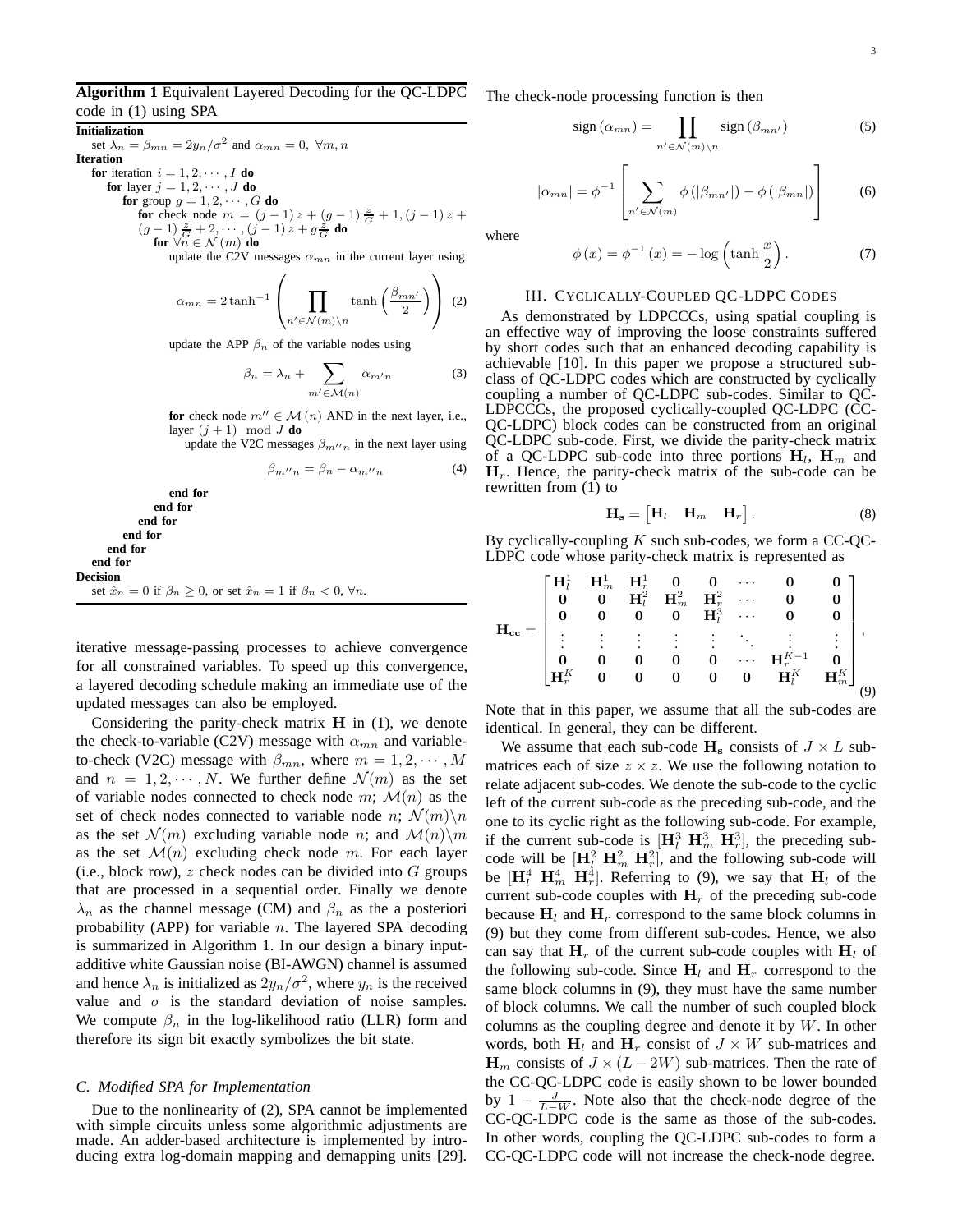**Algorithm 1** Equivalent Layered Decoding for the QC-LDPC code in (1) using SPA

**Initialization**

set $\lambda_n = \beta_{mn} = 2y_n/\sigma^2$ and $\alpha_{mn} = 0,\ \forall m, n$

**Iteration**

**for** iteration $i = 1, 2, \cdots, I$ **do**
  **for** layer $j = 1, 2, \cdots, J$ **do**
    **for** group $g = 1, 2, \cdots, G$ **do**
      **for** check node $m = (j-1)z + (g-1)\frac{z}{G} + 1, (j-1)z + (g-1)\frac{z}{G} + 2, \cdots, (j-1)z + g\frac{z}{G}$ **do**
        **for** $\forall n \in \mathcal{N}(m)$ **do**
          update the C2V messages $\alpha_{mn}$ in the current layer using

$$\alpha_{mn} = 2\tanh^{-1}\left(\prod_{n' \in \mathcal{N}(m)\backslash n} \tanh\left(\frac{\beta_{mn'}}{2}\right)\right) \quad (2)$$

          update the APP $\beta_n$ of the variable nodes using

$$\beta_n = \lambda_n + \sum_{m' \in \mathcal{M}(n)} \alpha_{m'n} \quad (3)$$

          **for** check node $m'' \in \mathcal{M}(n)$ AND in the next layer, i.e., layer $(j+1) \mod J$ **do**
            update the V2C messages $\beta_{m''n}$ in the next layer using

$$\beta_{m''n} = \beta_n - \alpha_{m''n} \quad (4)$$

          **end for**
        **end for**
      **end for**
    **end for**
  **end for**
**end for**

**Decision**

set $\hat{x}_n = 0$ if $\beta_n \geq 0$, or set $\hat{x}_n = 1$ if $\beta_n < 0$, $\forall n$.

iterative message-passing processes to achieve convergence for all constrained variables. To speed up this convergence, a layered decoding schedule making an immediate use of the updated messages can also be employed.

Considering the parity-check matrix $\mathbf{H}$ in (1), we denote the check-to-variable (C2V) message with $\alpha_{mn}$ and variable-to-check (V2C) message with $\beta_{mn}$, where $m = 1, 2, \cdots, M$ and $n = 1, 2, \cdots, N$. We further define $\mathcal{N}(m)$ as the set of variable nodes connected to check node $m$; $\mathcal{M}(n)$ as the set of check nodes connected to variable node $n$; $\mathcal{N}(m)\backslash n$ as the set $\mathcal{N}(m)$ excluding variable node $n$; and $\mathcal{M}(n)\backslash m$ as the set $\mathcal{M}(n)$ excluding check node $m$. For each layer (i.e., block row), $z$ check nodes can be divided into $G$ groups that are processed in a sequential order. Finally we denote $\lambda_n$ as the channel message (CM) and $\beta_n$ as the a posteriori probability (APP) for variable $n$. The layered SPA decoding is summarized in Algorithm 1. In our design a binary input-additive white Gaussian noise (BI-AWGN) channel is assumed and hence $\lambda_n$ is initialized as $2y_n/\sigma^2$, where $y_n$ is the received value and $\sigma$ is the standard deviation of noise samples. We compute $\beta_n$ in the log-likelihood ratio (LLR) form and therefore its sign bit exactly symbolizes the bit state.

### *C. Modified SPA for Implementation*

Due to the nonlinearity of (2), SPA cannot be implemented with simple circuits unless some algorithmic adjustments are made. An adder-based architecture is implemented by introducing extra log-domain mapping and demapping units [29]. The check-node processing function is then

$$\operatorname{sign}(\alpha_{mn}) = \prod_{n' \in \mathcal{N}(m)\backslash n} \operatorname{sign}(\beta_{mn'}) \quad (5)$$

$$|\alpha_{mn}| = \phi^{-1}\left[\sum_{n' \in \mathcal{N}(m)} \phi(|\beta_{mn'}|) - \phi(|\beta_{mn}|)\right] \quad (6)$$

where

$$\phi(x) = \phi^{-1}(x) = -\log\left(\tanh\frac{x}{2}\right). \quad (7)$$

## III. Cyclically-Coupled QC-LDPC Codes

As demonstrated by LDPCCCs, using spatial coupling is an effective way of improving the loose constraints suffered by short codes such that an enhanced decoding capability is achievable [10]. In this paper we propose a structured sub-class of QC-LDPC codes which are constructed by cyclically coupling a number of QC-LDPC sub-codes. Similar to QC-LDPCCCs, the proposed cyclically-coupled QC-LDPC (CC-QC-LDPC) block codes can be constructed from an original QC-LDPC sub-code. First, we divide the parity-check matrix of a QC-LDPC sub-code into three portions $\mathbf{H}_l$, $\mathbf{H}_m$ and $\mathbf{H}_r$. Hence, the parity-check matrix of the sub-code can be rewritten from (1) to

$$\mathbf{H_s} = \begin{bmatrix} \mathbf{H}_l & \mathbf{H}_m & \mathbf{H}_r \end{bmatrix}. \quad (8)$$

By cyclically-coupling $K$ such sub-codes, we form a CC-QC-LDPC code whose parity-check matrix is represented as

$$\mathbf{H_{cc}} = \begin{bmatrix} \mathbf{H}_l^1 & \mathbf{H}_m^1 & \mathbf{H}_r^1 & \mathbf{0} & \mathbf{0} & \cdots & \mathbf{0} & \mathbf{0} \\ \mathbf{0} & \mathbf{0} & \mathbf{H}_l^2 & \mathbf{H}_m^2 & \mathbf{H}_r^2 & \cdots & \mathbf{0} & \mathbf{0} \\ \mathbf{0} & \mathbf{0} & \mathbf{0} & \mathbf{0} & \mathbf{H}_l^3 & \cdots & \mathbf{0} & \mathbf{0} \\ \vdots & \vdots & \vdots & \vdots & \vdots & \ddots & \vdots & \vdots \\ \mathbf{0} & \mathbf{0} & \mathbf{0} & \mathbf{0} & \mathbf{0} & \cdots & \mathbf{H}_r^{K-1} & \mathbf{0} \\ \mathbf{H}_r^K & \mathbf{0} & \mathbf{0} & \mathbf{0} & \mathbf{0} & \mathbf{0} & \mathbf{H}_l^K & \mathbf{H}_m^K \end{bmatrix}, \quad (9)$$

Note that in this paper, we assume that all the sub-codes are identical. In general, they can be different.

We assume that each sub-code $\mathbf{H_s}$ consists of $J \times L$ sub-matrices each of size $z \times z$. We use the following notation to relate adjacent sub-codes. We denote the sub-code to the cyclic left of the current sub-code as the preceding sub-code, and the one to its cyclic right as the following sub-code. For example, if the current sub-code is $[\mathbf{H}_l^3\ \mathbf{H}_m^3\ \mathbf{H}_r^3]$, the preceding sub-code will be $[\mathbf{H}_l^2\ \mathbf{H}_m^2\ \mathbf{H}_r^2]$, and the following sub-code will be $[\mathbf{H}_l^4\ \mathbf{H}_m^4\ \mathbf{H}_r^4]$. Referring to (9), we say that $\mathbf{H}_l$ of the current sub-code couples with $\mathbf{H}_r$ of the preceding sub-code because $\mathbf{H}_l$ and $\mathbf{H}_r$ correspond to the same block columns in (9) but they come from different sub-codes. Hence, we also can say that $\mathbf{H}_r$ of the current sub-code couples with $\mathbf{H}_l$ of the following sub-code. Since $\mathbf{H}_l$ and $\mathbf{H}_r$ correspond to the same block columns in (9), they must have the same number of block columns. We call the number of such coupled block columns as the coupling degree and denote it by $W$. In other words, both $\mathbf{H}_l$ and $\mathbf{H}_r$ consist of $J \times W$ sub-matrices and $\mathbf{H}_m$ consists of $J \times (L - 2W)$ sub-matrices. Then the rate of the CC-QC-LDPC code is easily shown to be lower bounded by $1 - \frac{J}{L-W}$. Note also that the check-node degree of the CC-QC-LDPC code is the same as those of the sub-codes. In other words, coupling the QC-LDPC sub-codes to form a CC-QC-LDPC code will not increase the check-node degree.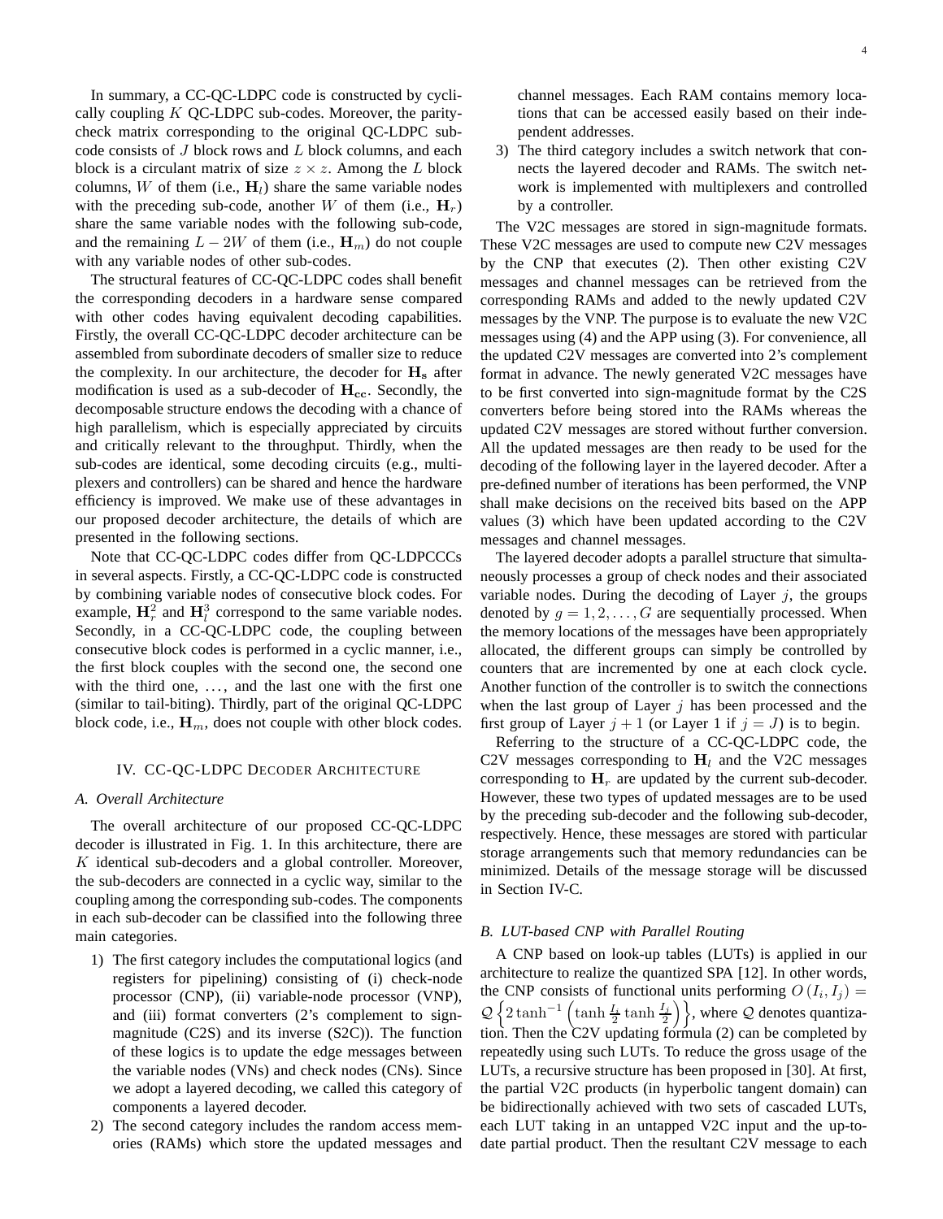In summary, a CC-QC-LDPC code is constructed by cyclically coupling $K$ QC-LDPC sub-codes. Moreover, the parity-check matrix corresponding to the original QC-LDPC sub-code consists of $J$ block rows and $L$ block columns, and each block is a circulant matrix of size $z \times z$. Among the $L$ block columns, $W$ of them (i.e., $\mathbf{H}_l$) share the same variable nodes with the preceding sub-code, another $W$ of them (i.e., $\mathbf{H}_r$) share the same variable nodes with the following sub-code, and the remaining $L-2W$ of them (i.e., $\mathbf{H}_m$) do not couple with any variable nodes of other sub-codes.

The structural features of CC-QC-LDPC codes shall benefit the corresponding decoders in a hardware sense compared with other codes having equivalent decoding capabilities. Firstly, the overall CC-QC-LDPC decoder architecture can be assembled from subordinate decoders of smaller size to reduce the complexity. In our architecture, the decoder for $\mathbf{H_s}$ after modification is used as a sub-decoder of $\mathbf{H_{cc}}$. Secondly, the decomposable structure endows the decoding with a chance of high parallelism, which is especially appreciated by circuits and critically relevant to the throughput. Thirdly, when the sub-codes are identical, some decoding circuits (e.g., multiplexers and controllers) can be shared and hence the hardware efficiency is improved. We make use of these advantages in our proposed decoder architecture, the details of which are presented in the following sections.

Note that CC-QC-LDPC codes differ from QC-LDPCCCs in several aspects. Firstly, a CC-QC-LDPC code is constructed by combining variable nodes of consecutive block codes. For example, $\mathbf{H}_r^2$ and $\mathbf{H}_l^3$ correspond to the same variable nodes. Secondly, in a CC-QC-LDPC code, the coupling between consecutive block codes is performed in a cyclic manner, i.e., the first block couples with the second one, the second one with the third one, ..., and the last one with the first one (similar to tail-biting). Thirdly, part of the original QC-LDPC block code, i.e., $\mathbf{H}_m$, does not couple with other block codes.

## IV. CC-QC-LDPC Decoder Architecture

### A. Overall Architecture

The overall architecture of our proposed CC-QC-LDPC decoder is illustrated in Fig. 1. In this architecture, there are $K$ identical sub-decoders and a global controller. Moreover, the sub-decoders are connected in a cyclic way, similar to the coupling among the corresponding sub-codes. The components in each sub-decoder can be classified into the following three main categories.

1) The first category includes the computational logics (and registers for pipelining) consisting of (i) check-node processor (CNP), (ii) variable-node processor (VNP), and (iii) format converters (2's complement to sign-magnitude (C2S) and its inverse (S2C)). The function of these logics is to update the edge messages between the variable nodes (VNs) and check nodes (CNs). Since we adopt a layered decoding, we called this category of components a layered decoder.
2) The second category includes the random access memories (RAMs) which store the updated messages and channel messages. Each RAM contains memory locations that can be accessed easily based on their independent addresses.
3) The third category includes a switch network that connects the layered decoder and RAMs. The switch network is implemented with multiplexers and controlled by a controller.

The V2C messages are stored in sign-magnitude formats. These V2C messages are used to compute new C2V messages by the CNP that executes (2). Then other existing C2V messages and channel messages can be retrieved from the corresponding RAMs and added to the newly updated C2V messages by the VNP. The purpose is to evaluate the new V2C messages using (4) and the APP using (3). For convenience, all the updated C2V messages are converted into 2's complement format in advance. The newly generated V2C messages have to be first converted into sign-magnitude format by the C2S converters before being stored into the RAMs whereas the updated C2V messages are stored without further conversion. All the updated messages are then ready to be used for the decoding of the following layer in the layered decoder. After a pre-defined number of iterations has been performed, the VNP shall make decisions on the received bits based on the APP values (3) which have been updated according to the C2V messages and channel messages.

The layered decoder adopts a parallel structure that simultaneously processes a group of check nodes and their associated variable nodes. During the decoding of Layer $j$, the groups denoted by $g = 1, 2, \ldots, G$ are sequentially processed. When the memory locations of the messages have been appropriately allocated, the different groups can simply be controlled by counters that are incremented by one at each clock cycle. Another function of the controller is to switch the connections when the last group of Layer $j$ has been processed and the first group of Layer $j+1$ (or Layer 1 if $j = J$) is to begin.

Referring to the structure of a CC-QC-LDPC code, the C2V messages corresponding to $\mathbf{H}_l$ and the V2C messages corresponding to $\mathbf{H}_r$ are updated by the current sub-decoder. However, these two types of updated messages are to be used by the preceding sub-decoder and the following sub-decoder, respectively. Hence, these messages are stored with particular storage arrangements such that memory redundancies can be minimized. Details of the message storage will be discussed in Section IV-C.

### B. LUT-based CNP with Parallel Routing

A CNP based on look-up tables (LUTs) is applied in our architecture to realize the quantized SPA [12]. In other words, the CNP consists of functional units performing $O(I_i, I_j) = \mathcal{Q}\left\{2\tanh^{-1}\left(\tanh\frac{I_i}{2}\tanh\frac{I_j}{2}\right)\right\}$, where $\mathcal{Q}$ denotes quantization. Then the C2V updating formula (2) can be completed by repeatedly using such LUTs. To reduce the gross usage of the LUTs, a recursive structure has been proposed in [30]. At first, the partial V2C products (in hyperbolic tangent domain) can be bidirectionally achieved with two sets of cascaded LUTs, each LUT taking in an untapped V2C input and the up-to-date partial product. Then the resultant C2V message to each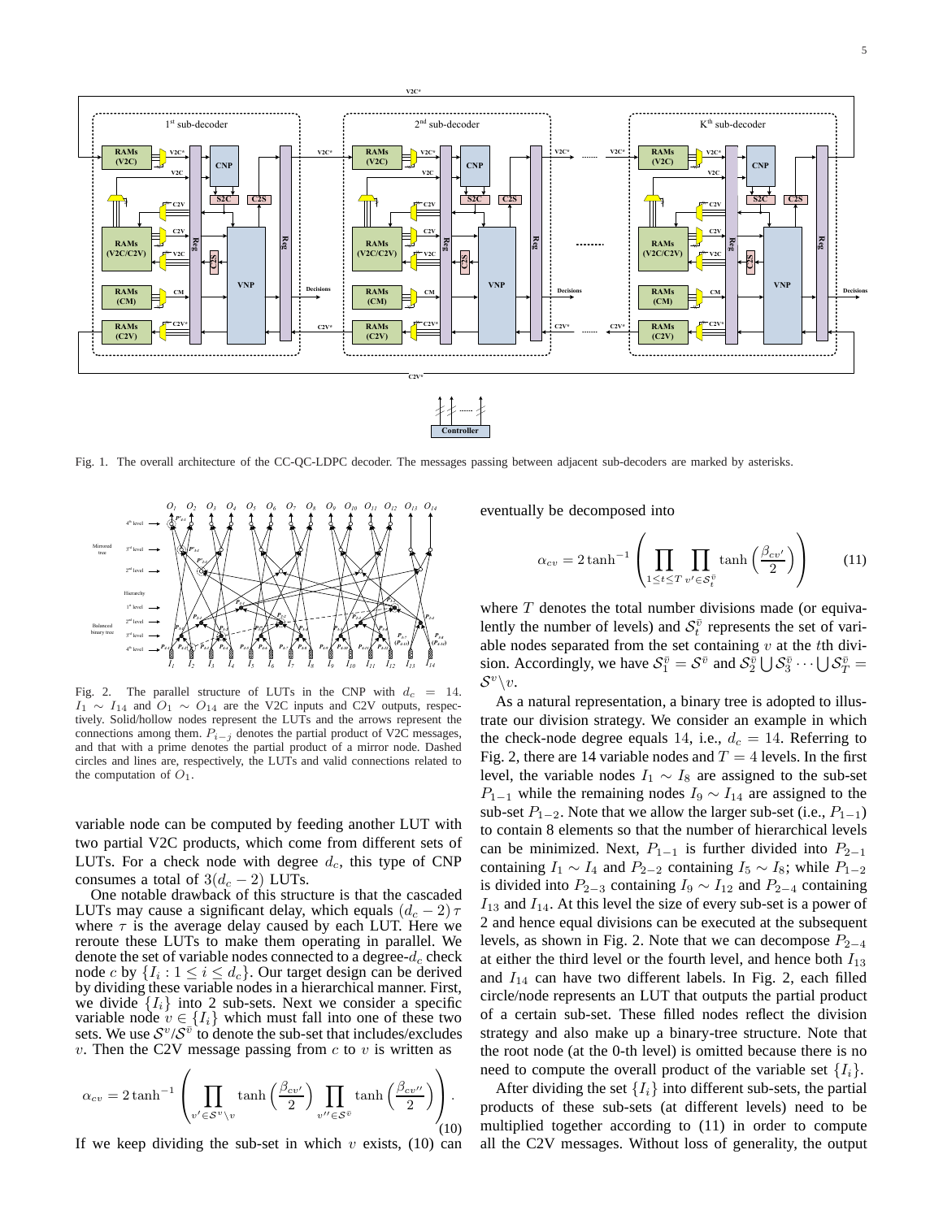Fig. 1. The overall architecture of the CC-QC-LDPC decoder. The messages passing between adjacent sub-decoders are marked by asterisks.

Fig. 2. The parallel structure of LUTs in the CNP with $d_c = 14$. $I_1 \sim I_{14}$ and $O_1 \sim O_{14}$ are the V2C inputs and C2V outputs, respectively. Solid/hollow nodes represent the LUTs and the arrows represent the connections among them. $P_{i-j}$ denotes the partial product of V2C messages, and that with a prime denotes the partial product of a mirror node. Dashed circles and lines are, respectively, the LUTs and valid connections related to the computation of $O_1$.

variable node can be computed by feeding another LUT with two partial V2C products, which come from different sets of LUTs. For a check node with degree $d_c$, this type of CNP consumes a total of $3(d_c - 2)$ LUTs.

One notable drawback of this structure is that the cascaded LUTs may cause a significant delay, which equals $(d_c - 2)\tau$ where $\tau$ is the average delay caused by each LUT. Here we reroute these LUTs to make them operating in parallel. We denote the set of variable nodes connected to a degree-$d_c$ check node $c$ by $\{I_i : 1 \leq i \leq d_c\}$. Our target design can be derived by dividing these variable nodes in a hierarchical manner. First, we divide $\{I_i\}$ into 2 sub-sets. Next we consider a specific variable node $v \in \{I_i\}$ which must fall into one of these two sets. We use $\mathcal{S}^v/\mathcal{S}^{\bar{v}}$ to denote the sub-set that includes/excludes $v$. Then the C2V message passing from $c$ to $v$ is written as

$$\alpha_{cv} = 2\tanh^{-1}\left(\prod_{v' \in \mathcal{S}^v \setminus v} \tanh\left(\frac{\beta_{cv'}}{2}\right) \prod_{v'' \in \mathcal{S}^{\bar{v}}} \tanh\left(\frac{\beta_{cv''}}{2}\right)\right). \tag{10}$$

If we keep dividing the sub-set in which $v$ exists, (10) can eventually be decomposed into

$$\alpha_{cv} = 2\tanh^{-1}\left(\prod_{1 \leq t \leq T} \prod_{v' \in \mathcal{S}_t^{\bar{v}}} \tanh\left(\frac{\beta_{cv'}}{2}\right)\right) \tag{11}$$

where $T$ denotes the total number divisions made (or equivalently the number of levels) and $\mathcal{S}_t^{\bar{v}}$ represents the set of variable nodes separated from the set containing $v$ at the $t$th division. Accordingly, we have $\mathcal{S}_1^{\bar{v}} = \mathcal{S}^{\bar{v}}$ and $\mathcal{S}_2^{\bar{v}} \bigcup \mathcal{S}_3^{\bar{v}} \cdots \bigcup \mathcal{S}_T^{\bar{v}} = \mathcal{S}^v \setminus v$.

As a natural representation, a binary tree is adopted to illustrate our division strategy. We consider an example in which the check-node degree equals 14, i.e., $d_c = 14$. Referring to Fig. 2, there are 14 variable nodes and $T = 4$ levels. In the first level, the variable nodes $I_1 \sim I_8$ are assigned to the sub-set $P_{1-1}$ while the remaining nodes $I_9 \sim I_{14}$ are assigned to the sub-set $P_{1-2}$. Note that we allow the larger sub-set (i.e., $P_{1-1}$) to contain 8 elements so that the number of hierarchical levels can be minimized. Next, $P_{1-1}$ is further divided into $P_{2-1}$ containing $I_1 \sim I_4$ and $P_{2-2}$ containing $I_5 \sim I_8$; while $P_{1-2}$ is divided into $P_{2-3}$ containing $I_9 \sim I_{12}$ and $P_{2-4}$ containing $I_{13}$ and $I_{14}$. At this level the size of every sub-set is a power of 2 and hence equal divisions can be executed at the subsequent levels, as shown in Fig. 2. Note that we can decompose $P_{2-4}$ at either the third level or the fourth level, and hence both $I_{13}$ and $I_{14}$ can have two different labels. In Fig. 2, each filled circle/node represents an LUT that outputs the partial product of a certain sub-set. These filled nodes reflect the division strategy and also make up a binary-tree structure. Note that the root node (at the 0-th level) is omitted because there is no need to compute the overall product of the variable set $\{I_i\}$.

After dividing the set $\{I_i\}$ into different sub-sets, the partial products of these sub-sets (at different levels) need to be multiplied together according to (11) in order to compute all the C2V messages. Without loss of generality, the output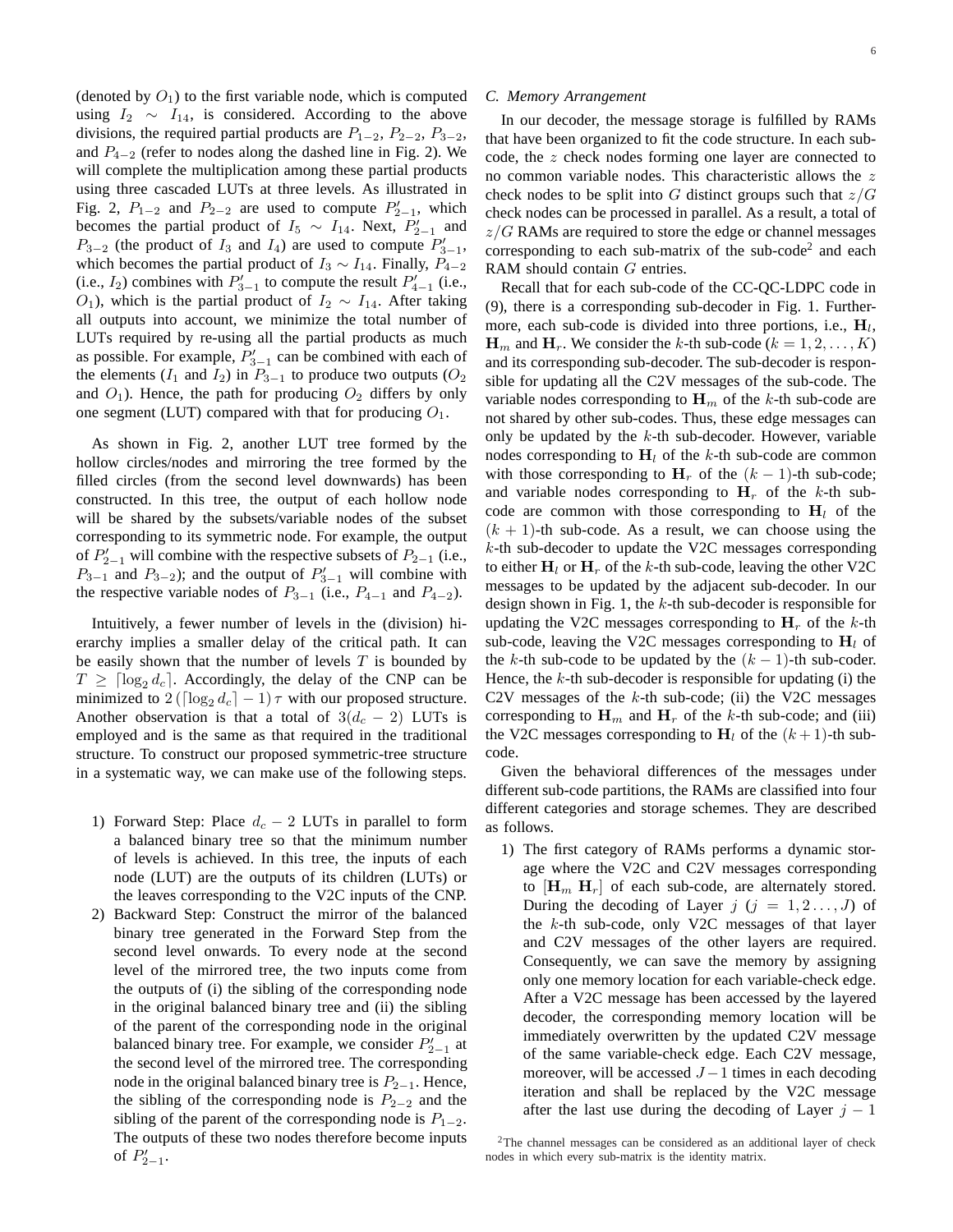(denoted by $O_1$) to the first variable node, which is computed using $I_2 \sim I_{14}$, is considered. According to the above divisions, the required partial products are $P_{1-2}$, $P_{2-2}$, $P_{3-2}$, and $P_{4-2}$ (refer to nodes along the dashed line in Fig. 2). We will complete the multiplication among these partial products using three cascaded LUTs at three levels. As illustrated in Fig. 2, $P_{1-2}$ and $P_{2-2}$ are used to compute $P'_{2-1}$, which becomes the partial product of $I_5 \sim I_{14}$. Next, $P'_{2-1}$ and $P_{3-2}$ (the product of $I_3$ and $I_4$) are used to compute $P'_{3-1}$, which becomes the partial product of $I_3 \sim I_{14}$. Finally, $P_{4-2}$ (i.e., $I_2$) combines with $P'_{3-1}$ to compute the result $P'_{4-1}$ (i.e., $O_1$), which is the partial product of $I_2 \sim I_{14}$. After taking all outputs into account, we minimize the total number of LUTs required by re-using all the partial products as much as possible. For example, $P'_{3-1}$ can be combined with each of the elements ($I_1$ and $I_2$) in $P_{3-1}$ to produce two outputs ($O_2$ and $O_1$). Hence, the path for producing $O_2$ differs by only one segment (LUT) compared with that for producing $O_1$.

As shown in Fig. 2, another LUT tree formed by the hollow circles/nodes and mirroring the tree formed by the filled circles (from the second level downwards) has been constructed. In this tree, the output of each hollow node will be shared by the subsets/variable nodes of the subset corresponding to its symmetric node. For example, the output of $P'_{2-1}$ will combine with the respective subsets of $P_{2-1}$ (i.e., $P_{3-1}$ and $P_{3-2}$); and the output of $P'_{3-1}$ will combine with the respective variable nodes of $P_{3-1}$ (i.e., $P_{4-1}$ and $P_{4-2}$).

Intuitively, a fewer number of levels in the (division) hierarchy implies a smaller delay of the critical path. It can be easily shown that the number of levels $T$ is bounded by $T \geq \lceil \log_2 d_c \rceil$. Accordingly, the delay of the CNP can be minimized to $2\left(\lceil \log_2 d_c \rceil - 1\right)\tau$ with our proposed structure. Another observation is that a total of $3(d_c - 2)$ LUTs is employed and is the same as that required in the traditional structure. To construct our proposed symmetric-tree structure in a systematic way, we can make use of the following steps.

1) Forward Step: Place $d_c - 2$ LUTs in parallel to form a balanced binary tree so that the minimum number of levels is achieved. In this tree, the inputs of each node (LUT) are the outputs of its children (LUTs) or the leaves corresponding to the V2C inputs of the CNP.
2) Backward Step: Construct the mirror of the balanced binary tree generated in the Forward Step from the second level onwards. To every node at the second level of the mirrored tree, the two inputs come from the outputs of (i) the sibling of the corresponding node in the original balanced binary tree and (ii) the sibling of the parent of the corresponding node in the original balanced binary tree. For example, we consider $P'_{2-1}$ at the second level of the mirrored tree. The corresponding node in the original balanced binary tree is $P_{2-1}$. Hence, the sibling of the corresponding node is $P_{2-2}$ and the sibling of the parent of the corresponding node is $P_{1-2}$. The outputs of these two nodes therefore become inputs of $P'_{2-1}$.

### C. Memory Arrangement

In our decoder, the message storage is fulfilled by RAMs that have been organized to fit the code structure. In each sub-code, the $z$ check nodes forming one layer are connected to no common variable nodes. This characteristic allows the $z$ check nodes to be split into $G$ distinct groups such that $z/G$ check nodes can be processed in parallel. As a result, a total of $z/G$ RAMs are required to store the edge or channel messages corresponding to each sub-matrix of the sub-code[2] and each RAM should contain $G$ entries.

Recall that for each sub-code of the CC-QC-LDPC code in (9), there is a corresponding sub-decoder in Fig. 1. Furthermore, each sub-code is divided into three portions, i.e., $\mathbf{H}_l$, $\mathbf{H}_m$ and $\mathbf{H}_r$. We consider the $k$-th sub-code ($k = 1, 2, \ldots, K$) and its corresponding sub-decoder. The sub-decoder is responsible for updating all the C2V messages of the sub-code. The variable nodes corresponding to $\mathbf{H}_m$ of the $k$-th sub-code are not shared by other sub-codes. Thus, these edge messages can only be updated by the $k$-th sub-decoder. However, variable nodes corresponding to $\mathbf{H}_l$ of the $k$-th sub-code are common with those corresponding to $\mathbf{H}_r$ of the $(k-1)$-th sub-code; and variable nodes corresponding to $\mathbf{H}_r$ of the $k$-th sub-code are common with those corresponding to $\mathbf{H}_l$ of the $(k+1)$-th sub-code. As a result, we can choose using the $k$-th sub-decoder to update the V2C messages corresponding to either $\mathbf{H}_l$ or $\mathbf{H}_r$ of the $k$-th sub-code, leaving the other V2C messages to be updated by the adjacent sub-decoder. In our design shown in Fig. 1, the $k$-th sub-decoder is responsible for updating the V2C messages corresponding to $\mathbf{H}_r$ of the $k$-th sub-code, leaving the V2C messages corresponding to $\mathbf{H}_l$ of the $k$-th sub-code to be updated by the $(k-1)$-th sub-coder. Hence, the $k$-th sub-decoder is responsible for updating (i) the C2V messages of the $k$-th sub-code; (ii) the V2C messages corresponding to $\mathbf{H}_m$ and $\mathbf{H}_r$ of the $k$-th sub-code; and (iii) the V2C messages corresponding to $\mathbf{H}_l$ of the $(k+1)$-th sub-code.

Given the behavioral differences of the messages under different sub-code partitions, the RAMs are classified into four different categories and storage schemes. They are described as follows.

1) The first category of RAMs performs a dynamic storage where the V2C and C2V messages corresponding to $[\mathbf{H}_m\ \mathbf{H}_r]$ of each sub-code, are alternately stored. During the decoding of Layer $j$ ($j = 1, 2 \ldots, J$) of the $k$-th sub-code, only V2C messages of that layer and C2V messages of the other layers are required. Consequently, we can save the memory by assigning only one memory location for each variable-check edge. After a V2C message has been accessed by the layered decoder, the corresponding memory location will be immediately overwritten by the updated C2V message of the same variable-check edge. Each C2V message, moreover, will be accessed $J-1$ times in each decoding iteration and shall be replaced by the V2C message after the last use during the decoding of Layer $j - 1$

[2] The channel messages can be considered as an additional layer of check nodes in which every sub-matrix is the identity matrix.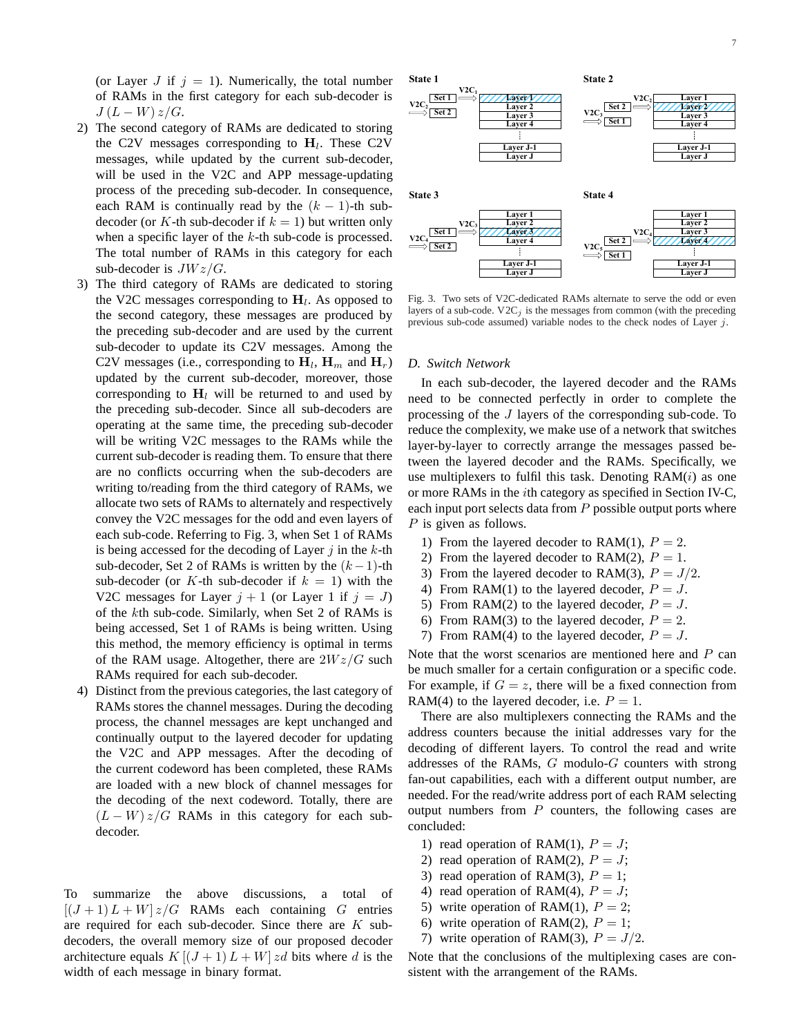(or Layer $J$ if $j = 1$). Numerically, the total number of RAMs in the first category for each sub-decoder is $J(L-W)z/G$.

2) The second category of RAMs are dedicated to storing the C2V messages corresponding to $\mathbf{H}_l$. These C2V messages, while updated by the current sub-decoder, will be used in the V2C and APP message-updating process of the preceding sub-decoder. In consequence, each RAM is continually read by the $(k-1)$-th sub-decoder (or $K$-th sub-decoder if $k = 1$) but written only when a specific layer of the $k$-th sub-code is processed. The total number of RAMs in this category for each sub-decoder is $JWz/G$.

3) The third category of RAMs are dedicated to storing the V2C messages corresponding to $\mathbf{H}_l$. As opposed to the second category, these messages are produced by the preceding sub-decoder and are used by the current sub-decoder to update its C2V messages. Among the C2V messages (i.e., corresponding to $\mathbf{H}_l$, $\mathbf{H}_m$ and $\mathbf{H}_r$) updated by the current sub-decoder, moreover, those corresponding to $\mathbf{H}_l$ will be returned to and used by the preceding sub-decoder. Since all sub-decoders are operating at the same time, the preceding sub-decoder will be writing V2C messages to the RAMs while the current sub-decoder is reading them. To ensure that there are no conflicts occurring when the sub-decoders are writing to/reading from the third category of RAMs, we allocate two sets of RAMs to alternately and respectively convey the V2C messages for the odd and even layers of each sub-code. Referring to Fig. 3, when Set 1 of RAMs is being accessed for the decoding of Layer $j$ in the $k$-th sub-decoder, Set 2 of RAMs is written by the $(k-1)$-th sub-decoder (or $K$-th sub-decoder if $k = 1$) with the V2C messages for Layer $j+1$ (or Layer 1 if $j = J$) of the $k$th sub-code. Similarly, when Set 2 of RAMs is being accessed, Set 1 of RAMs is being written. Using this method, the memory efficiency is optimal in terms of the RAM usage. Altogether, there are $2Wz/G$ such RAMs required for each sub-decoder.

4) Distinct from the previous categories, the last category of RAMs stores the channel messages. During the decoding process, the channel messages are kept unchanged and continually output to the layered decoder for updating the V2C and APP messages. After the decoding of the current codeword has been completed, these RAMs are loaded with a new block of channel messages for the decoding of the next codeword. Totally, there are $(L-W)z/G$ RAMs in this category for each sub-decoder.

To summarize the above discussions, a total of $[(J+1)L+W]z/G$ RAMs each containing $G$ entries are required for each sub-decoder. Since there are $K$ sub-decoders, the overall memory size of our proposed decoder architecture equals $K[(J+1)L+W]zd$ bits where $d$ is the width of each message in binary format.

Fig. 3. Two sets of V2C-dedicated RAMs alternate to serve the odd or even layers of a sub-code. V2C$_j$ is the messages from common (with the preceding previous sub-code assumed) variable nodes to the check nodes of Layer $j$.

### D. Switch Network

In each sub-decoder, the layered decoder and the RAMs need to be connected perfectly in order to complete the processing of the $J$ layers of the corresponding sub-code. To reduce the complexity, we make use of a network that switches layer-by-layer to correctly arrange the messages passed between the layered decoder and the RAMs. Specifically, we use multiplexers to fulfil this task. Denoting RAM($i$) as one or more RAMs in the $i$th category as specified in Section IV-C, each input port selects data from $P$ possible output ports where $P$ is given as follows.

1) From the layered decoder to RAM(1), $P = 2$.
2) From the layered decoder to RAM(2), $P = 1$.
3) From the layered decoder to RAM(3), $P = J/2$.
4) From RAM(1) to the layered decoder, $P = J$.
5) From RAM(2) to the layered decoder, $P = J$.
6) From RAM(3) to the layered decoder, $P = 2$.
7) From RAM(4) to the layered decoder, $P = J$.

Note that the worst scenarios are mentioned here and $P$ can be much smaller for a certain configuration or a specific code. For example, if $G = z$, there will be a fixed connection from RAM(4) to the layered decoder, i.e. $P = 1$.

There are also multiplexers connecting the RAMs and the address counters because the initial addresses vary for the decoding of different layers. To control the read and write addresses of the RAMs, $G$ modulo-$G$ counters with strong fan-out capabilities, each with a different output number, are needed. For the read/write address port of each RAM selecting output numbers from $P$ counters, the following cases are concluded:

1) read operation of RAM(1), $P = J$;
2) read operation of RAM(2), $P = J$;
3) read operation of RAM(3), $P = 1$;
4) read operation of RAM(4), $P = J$;
5) write operation of RAM(1), $P = 2$;
6) write operation of RAM(2), $P = 1$;
7) write operation of RAM(3), $P = J/2$.

Note that the conclusions of the multiplexing cases are consistent with the arrangement of the RAMs.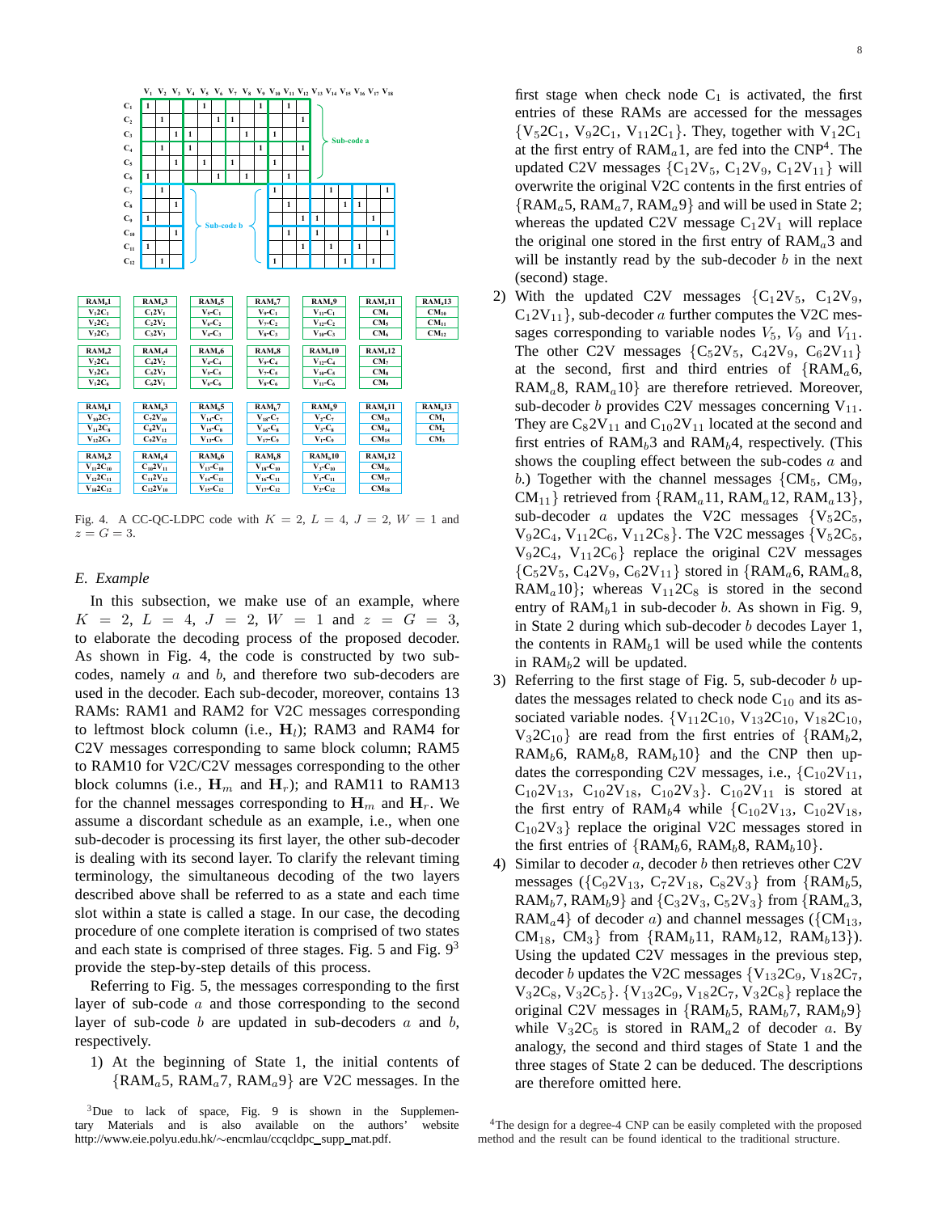Fig. 4. A CC-QC-LDPC code with $K = 2$, $L = 4$, $J = 2$, $W = 1$ and $z = G = 3$.

### E. Example

In this subsection, we make use of an example, where $K = 2$, $L = 4$, $J = 2$, $W = 1$ and $z = G = 3$, to elaborate the decoding process of the proposed decoder. As shown in Fig. 4, the code is constructed by two sub-codes, namely $a$ and $b$, and therefore two sub-decoders are used in the decoder. Each sub-decoder, moreover, contains 13 RAMs: RAM1 and RAM2 for V2C messages corresponding to leftmost block column (i.e., $\mathbf{H}_l$); RAM3 and RAM4 for C2V messages corresponding to same block column; RAM5 to RAM10 for V2C/C2V messages corresponding to the other block columns (i.e., $\mathbf{H}_m$ and $\mathbf{H}_r$); and RAM11 to RAM13 for the channel messages corresponding to $\mathbf{H}_m$ and $\mathbf{H}_r$. We assume a discordant schedule as an example, i.e., when one sub-decoder is processing its first layer, the other sub-decoder is dealing with its second layer. To clarify the relevant timing terminology, the simultaneous decoding of the two layers described above shall be referred to as a state and each time slot within a state is called a stage. In our case, the decoding procedure of one complete iteration is comprised of two states and each state is comprised of three stages. Fig. 5 and Fig. 9[3] provide the step-by-step details of this process.

Referring to Fig. 5, the messages corresponding to the first layer of sub-code $a$ and those corresponding to the second layer of sub-code $b$ are updated in sub-decoders $a$ and $b$, respectively.

1) At the beginning of State 1, the initial contents of $\{\text{RAM}_a5, \text{RAM}_a7, \text{RAM}_a9\}$ are V2C messages. In the first stage when check node $\text{C}_1$ is activated, the first entries of these RAMs are accessed for the messages $\{\text{V}_5 2\text{C}_1, \text{V}_9 2\text{C}_1, \text{V}_{11} 2\text{C}_1\}$. They, together with $\text{V}_1 2\text{C}_1$ at the first entry of $\text{RAM}_a1$, are fed into the CNP[4]. The updated C2V messages $\{\text{C}_1 2\text{V}_5, \text{C}_1 2\text{V}_9, \text{C}_1 2\text{V}_{11}\}$ will overwrite the original V2C contents in the first entries of $\{\text{RAM}_a5, \text{RAM}_a7, \text{RAM}_a9\}$ and will be used in State 2; whereas the updated C2V message $\text{C}_1 2\text{V}_1$ will replace the original one stored in the first entry of $\text{RAM}_a3$ and will be instantly read by the sub-decoder $b$ in the next (second) stage.
2) With the updated C2V messages $\{\text{C}_1 2\text{V}_5, \text{C}_1 2\text{V}_9, \text{C}_1 2\text{V}_{11}\}$, sub-decoder $a$ further computes the V2C messages corresponding to variable nodes $V_5$, $V_9$ and $V_{11}$. The other C2V messages $\{\text{C}_5 2\text{V}_5, \text{C}_4 2\text{V}_9, \text{C}_6 2\text{V}_{11}\}$ at the second, first and third entries of $\{\text{RAM}_a6, \text{RAM}_a8, \text{RAM}_a10\}$ are therefore retrieved. Moreover, sub-decoder $b$ provides C2V messages concerning $\text{V}_{11}$. They are $\text{C}_8 2\text{V}_{11}$ and $\text{C}_{10} 2\text{V}_{11}$ located at the second and first entries of $\text{RAM}_b3$ and $\text{RAM}_b4$, respectively. (This shows the coupling effect between the sub-codes $a$ and $b$.) Together with the channel messages $\{\text{CM}_5, \text{CM}_9, \text{CM}_{11}\}$ retrieved from $\{\text{RAM}_a11, \text{RAM}_a12, \text{RAM}_a13\}$, sub-decoder $a$ updates the V2C messages $\{\text{V}_5 2\text{C}_5, \text{V}_9 2\text{C}_4, \text{V}_{11} 2\text{C}_6, \text{V}_{11} 2\text{C}_8\}$. The V2C messages $\{\text{V}_5 2\text{C}_5, \text{V}_9 2\text{C}_4, \text{V}_{11} 2\text{C}_6\}$ replace the original C2V messages $\{\text{C}_5 2\text{V}_5, \text{C}_4 2\text{V}_9, \text{C}_6 2\text{V}_{11}\}$ stored in $\{\text{RAM}_a6, \text{RAM}_a8, \text{RAM}_a10\}$; whereas $\text{V}_{11} 2\text{C}_8$ is stored in the second entry of $\text{RAM}_b1$ in sub-decoder $b$. As shown in Fig. 9, in State 2 during which sub-decoder $b$ decodes Layer 1, the contents in $\text{RAM}_b1$ will be used while the contents in $\text{RAM}_b2$ will be updated.
3) Referring to the first stage of Fig. 5, sub-decoder $b$ updates the messages related to check node $\text{C}_{10}$ and its associated variable nodes. $\{\text{V}_{11} 2\text{C}_{10}, \text{V}_{13} 2\text{C}_{10}, \text{V}_{18} 2\text{C}_{10}, \text{V}_3 2\text{C}_{10}\}$ are read from the first entries of $\{\text{RAM}_b2, \text{RAM}_b6, \text{RAM}_b8, \text{RAM}_b10\}$ and the CNP then updates the corresponding C2V messages, i.e., $\{\text{C}_{10} 2\text{V}_{11}, \text{C}_{10} 2\text{V}_{13}, \text{C}_{10} 2\text{V}_{18}, \text{C}_{10} 2\text{V}_3\}$. $\text{C}_{10} 2\text{V}_{11}$ is stored at the first entry of $\text{RAM}_b4$ while $\{\text{C}_{10} 2\text{V}_{13}, \text{C}_{10} 2\text{V}_{18}, \text{C}_{10} 2\text{V}_3\}$ replace the original V2C messages stored in the first entries of $\{\text{RAM}_b6, \text{RAM}_b8, \text{RAM}_b10\}$.
4) Similar to decoder $a$, decoder $b$ then retrieves other C2V messages ($\{\text{C}_9 2\text{V}_{13}, \text{C}_7 2\text{V}_{18}, \text{C}_8 2\text{V}_3\}$ from $\{\text{RAM}_b5, \text{RAM}_b7, \text{RAM}_b9\}$ and $\{\text{C}_3 2\text{V}_3, \text{C}_5 2\text{V}_3\}$ from $\{\text{RAM}_a3, \text{RAM}_a4\}$ of decoder $a$) and channel messages ($\{\text{CM}_{13}, \text{CM}_{18}, \text{CM}_3\}$ from $\{\text{RAM}_b11, \text{RAM}_b12, \text{RAM}_b13\}$). Using the updated C2V messages in the previous step, decoder $b$ updates the V2C messages $\{\text{V}_{13} 2\text{C}_9, \text{V}_{18} 2\text{C}_7, \text{V}_3 2\text{C}_8, \text{V}_3 2\text{C}_5\}$. $\{\text{V}_{13} 2\text{C}_9, \text{V}_{18} 2\text{C}_7, \text{V}_3 2\text{C}_8\}$ replace the original C2V messages in $\{\text{RAM}_b5, \text{RAM}_b7, \text{RAM}_b9\}$ while $\text{V}_3 2\text{C}_5$ is stored in $\text{RAM}_a2$ of decoder $a$. By analogy, the second and third stages of State 1 and the three stages of State 2 can be deduced. The descriptions are therefore omitted here.

[3] Due to lack of space, Fig. 9 is shown in the Supplementary Materials and is also available on the authors' website http://www.eie.polyu.edu.hk/∼encmlau/ccqcldpc_supp_mat.pdf.

[4] The design for a degree-4 CNP can be easily completed with the proposed method and the result can be found identical to the traditional structure.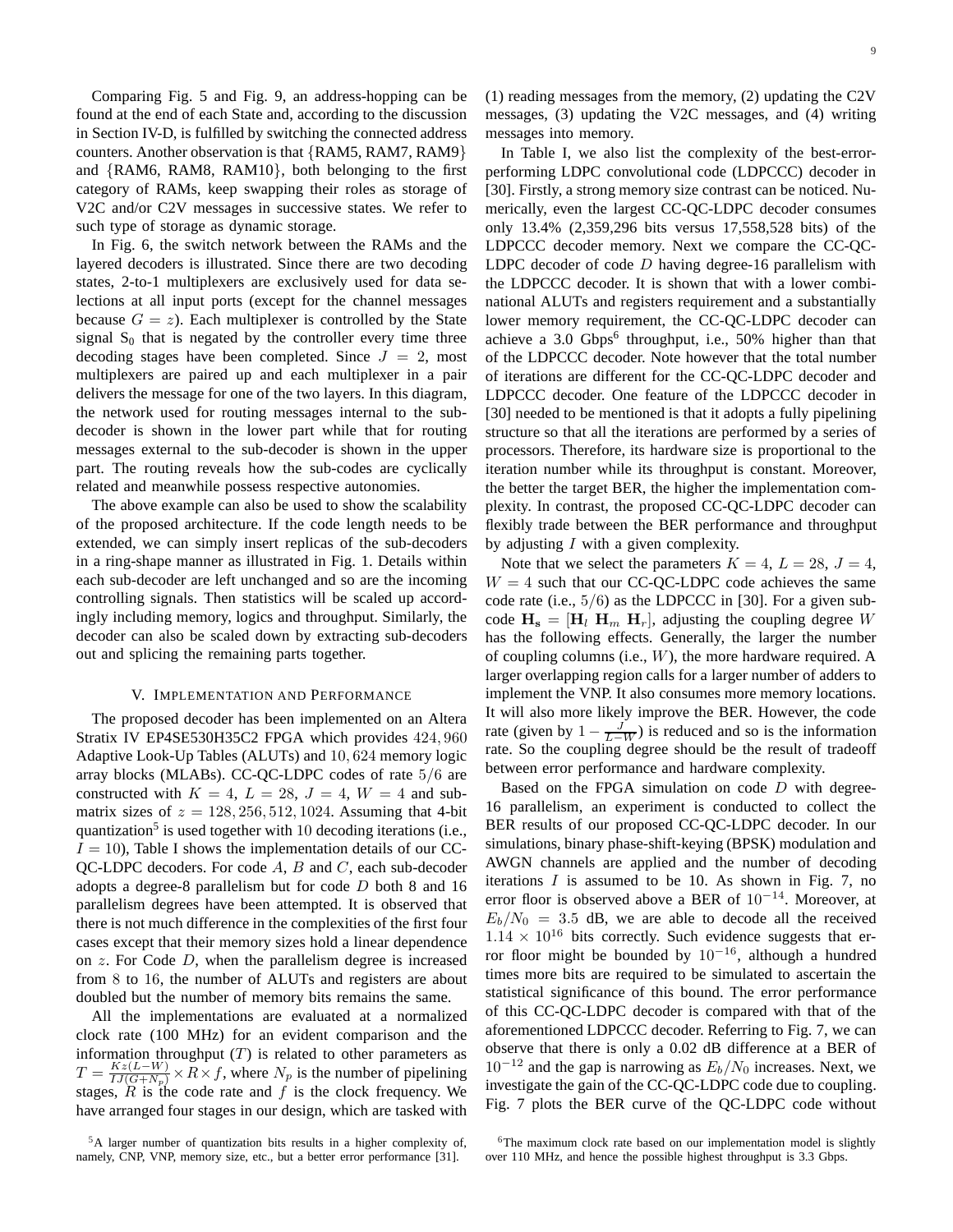Comparing Fig. 5 and Fig. 9, an address-hopping can be found at the end of each State and, according to the discussion in Section IV-D, is fulfilled by switching the connected address counters. Another observation is that {RAM5, RAM7, RAM9} and {RAM6, RAM8, RAM10}, both belonging to the first category of RAMs, keep swapping their roles as storage of V2C and/or C2V messages in successive states. We refer to such type of storage as dynamic storage.

In Fig. 6, the switch network between the RAMs and the layered decoders is illustrated. Since there are two decoding states, 2-to-1 multiplexers are exclusively used for data selections at all input ports (except for the channel messages because $G = z$). Each multiplexer is controlled by the State signal $S_0$ that is negated by the controller every time three decoding stages have been completed. Since $J = 2$, most multiplexers are paired up and each multiplexer in a pair delivers the message for one of the two layers. In this diagram, the network used for routing messages internal to the sub-decoder is shown in the lower part while that for routing messages external to the sub-decoder is shown in the upper part. The routing reveals how the sub-codes are cyclically related and meanwhile possess respective autonomies.

The above example can also be used to show the scalability of the proposed architecture. If the code length needs to be extended, we can simply insert replicas of the sub-decoders in a ring-shape manner as illustrated in Fig. 1. Details within each sub-decoder are left unchanged and so are the incoming controlling signals. Then statistics will be scaled up accordingly including memory, logics and throughput. Similarly, the decoder can also be scaled down by extracting sub-decoders out and splicing the remaining parts together.

## V. Implementation and Performance

The proposed decoder has been implemented on an Altera Stratix IV EP4SE530H35C2 FPGA which provides $424,960$ Adaptive Look-Up Tables (ALUTs) and $10,624$ memory logic array blocks (MLABs). CC-QC-LDPC codes of rate $5/6$ are constructed with $K = 4$, $L = 28$, $J = 4$, $W = 4$ and submatrix sizes of $z = 128, 256, 512, 1024$. Assuming that 4-bit quantization[5] is used together with $10$ decoding iterations (i.e., $I = 10$), Table I shows the implementation details of our CC-QC-LDPC decoders. For code $A$, $B$ and $C$, each sub-decoder adopts a degree-8 parallelism but for code $D$ both 8 and 16 parallelism degrees have been attempted. It is observed that there is not much difference in the complexities of the first four cases except that their memory sizes hold a linear dependence on $z$. For Code $D$, when the parallelism degree is increased from $8$ to $16$, the number of ALUTs and registers are about doubled but the number of memory bits remains the same.

All the implementations are evaluated at a normalized clock rate (100 MHz) for an evident comparison and the information throughput ($T$) is related to other parameters as $T = \frac{Kz(L-W)}{IJ(G+N_p)} \times R \times f$, where $N_p$ is the number of pipelining stages, $R$ is the code rate and $f$ is the clock frequency. We have arranged four stages in our design, which are tasked with (1) reading messages from the memory, (2) updating the C2V messages, (3) updating the V2C messages, and (4) writing messages into memory.

In Table I, we also list the complexity of the best-error-performing LDPC convolutional code (LDPCCC) decoder in [30]. Firstly, a strong memory size contrast can be noticed. Numerically, even the largest CC-QC-LDPC decoder consumes only 13.4% (2,359,296 bits versus 17,558,528 bits) of the LDPCCC decoder memory. Next we compare the CC-QC-LDPC decoder of code $D$ having degree-16 parallelism with the LDPCCC decoder. It is shown that with a lower combinational ALUTs and registers requirement and a substantially lower memory requirement, the CC-QC-LDPC decoder can achieve a 3.0 Gbps[6] throughput, i.e., 50% higher than that of the LDPCCC decoder. Note however that the total number of iterations are different for the CC-QC-LDPC decoder and LDPCCC decoder. One feature of the LDPCCC decoder in [30] needed to be mentioned is that it adopts a fully pipelining structure so that all the iterations are performed by a series of processors. Therefore, its hardware size is proportional to the iteration number while its throughput is constant. Moreover, the better the target BER, the higher the implementation complexity. In contrast, the proposed CC-QC-LDPC decoder can flexibly trade between the BER performance and throughput by adjusting $I$ with a given complexity.

Note that we select the parameters $K = 4$, $L = 28$, $J = 4$, $W = 4$ such that our CC-QC-LDPC code achieves the same code rate (i.e., $5/6$) as the LDPCCC in [30]. For a given sub-code $\mathbf{H_s} = [\mathbf{H}_l \; \mathbf{H}_m \; \mathbf{H}_r]$, adjusting the coupling degree $W$ has the following effects. Generally, the larger the number of coupling columns (i.e., $W$), the more hardware required. A larger overlapping region calls for a larger number of adders to implement the VNP. It also consumes more memory locations. It will also more likely improve the BER. However, the code rate (given by $1 - \frac{J}{L-W}$) is reduced and so is the information rate. So the coupling degree should be the result of tradeoff between error performance and hardware complexity.

Based on the FPGA simulation on code $D$ with degree-16 parallelism, an experiment is conducted to collect the BER results of our proposed CC-QC-LDPC decoder. In our simulations, binary phase-shift-keying (BPSK) modulation and AWGN channels are applied and the number of decoding iterations $I$ is assumed to be 10. As shown in Fig. 7, no error floor is observed above a BER of $10^{-14}$. Moreover, at $E_b/N_0 = 3.5$ dB, we are able to decode all the received $1.14 \times 10^{16}$ bits correctly. Such evidence suggests that error floor might be bounded by $10^{-16}$, although a hundred times more bits are required to be simulated to ascertain the statistical significance of this bound. The error performance of this CC-QC-LDPC decoder is compared with that of the aforementioned LDPCCC decoder. Referring to Fig. 7, we can observe that there is only a 0.02 dB difference at a BER of $10^{-12}$ and the gap is narrowing as $E_b/N_0$ increases. Next, we investigate the gain of the CC-QC-LDPC code due to coupling. Fig. 7 plots the BER curve of the QC-LDPC code without

[5] A larger number of quantization bits results in a higher complexity of, namely, CNP, VNP, memory size, etc., but a better error performance [31].

[6] The maximum clock rate based on our implementation model is slightly over 110 MHz, and hence the possible highest throughput is 3.3 Gbps.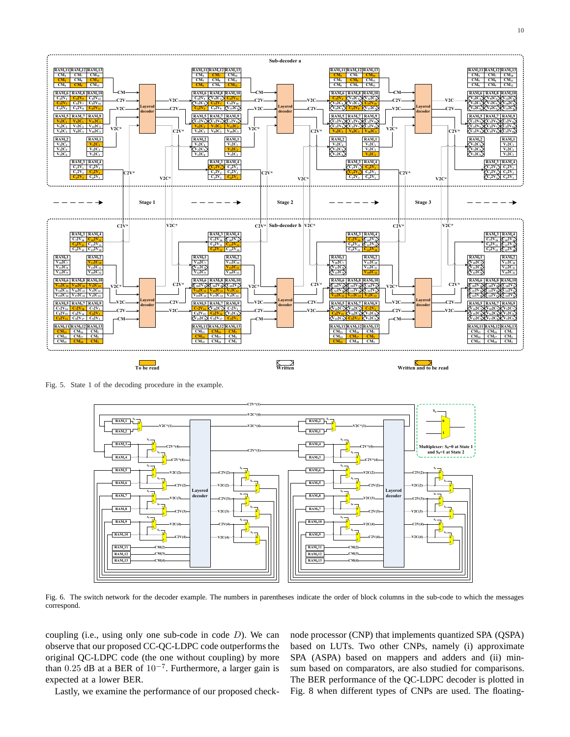Fig. 5. State 1 of the decoding procedure in the example.

Fig. 6. The switch network for the decoder example. The numbers in parentheses indicate the order of block columns in the sub-code to which the messages correspond.

coupling (i.e., using only one sub-code in code $D$). We can observe that our proposed CC-QC-LDPC code outperforms the original QC-LDPC code (the one without coupling) by more than $0.25$ dB at a BER of $10^{-7}$. Furthermore, a larger gain is expected at a lower BER.

Lastly, we examine the performance of our proposed check-node processor (CNP) that implements quantized SPA (QSPA) based on LUTs. Two other CNPs, namely (i) approximate SPA (ASPA) based on mappers and adders and (ii) min-sum based on comparators, are also studied for comparisons. The BER performance of the QC-LDPC decoder is plotted in Fig. 8 when different types of CNPs are used. The floating-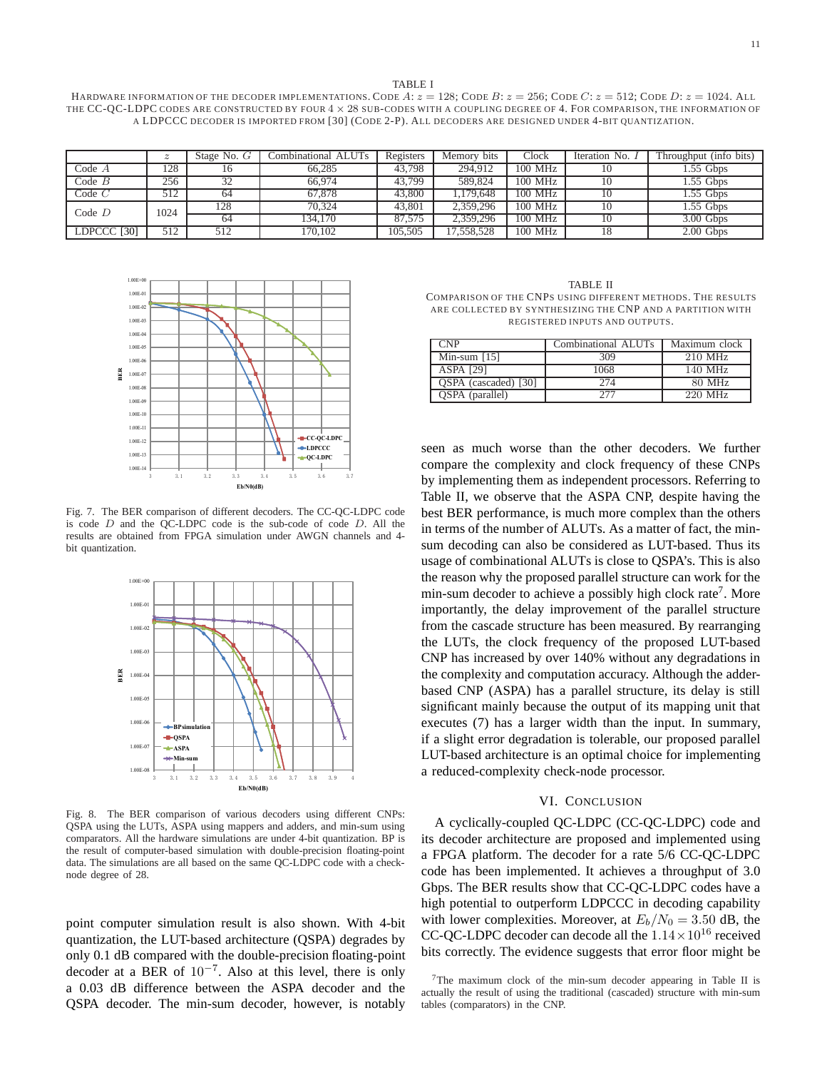TABLE I

HARDWARE INFORMATION OF THE DECODER IMPLEMENTATIONS. CODE $A$: $z = 128$; CODE $B$: $z = 256$; CODE $C$: $z = 512$; CODE $D$: $z = 1024$. ALL THE CC-QC-LDPC CODES ARE CONSTRUCTED BY FOUR $4 \times 28$ SUB-CODES WITH A COUPLING DEGREE OF 4. FOR COMPARISON, THE INFORMATION OF A LDPCCC DECODER IS IMPORTED FROM [30] (CODE 2-P). ALL DECODERS ARE DESIGNED UNDER 4-BIT QUANTIZATION.

| | $z$ | Stage No. $G$ | Combinational ALUTs | Registers | Memory bits | Clock | Iteration No. $I$ | Throughput (info bits) |
|---|---|---|---|---|---|---|---|---|
| Code $A$ | 128 | 16 | 66,285 | 43,798 | 294,912 | 100 MHz | 10 | 1.55 Gbps |
| Code $B$ | 256 | 32 | 66,974 | 43,799 | 589,824 | 100 MHz | 10 | 1.55 Gbps |
| Code $C$ | 512 | 64 | 67,878 | 43,800 | 1,179,648 | 100 MHz | 10 | 1.55 Gbps |
| Code $D$ | 1024 | 128 | 70,324 | 43,801 | 2,359,296 | 100 MHz | 10 | 1.55 Gbps |
| | | 64 | 134,170 | 87,575 | 2,359,296 | 100 MHz | 10 | 3.00 Gbps |
| LDPCCC [30] | 512 | 512 | 170,102 | 105,505 | 17,558,528 | 100 MHz | 18 | 2.00 Gbps |

Fig. 7. The BER comparison of different decoders. The CC-QC-LDPC code is code $D$ and the QC-LDPC code is the sub-code of code $D$. All the results are obtained from FPGA simulation under AWGN channels and 4-bit quantization.

Fig. 8. The BER comparison of various decoders using different CNPs: QSPA using the LUTs, ASPA using mappers and adders, and min-sum using comparators. All the hardware simulations are under 4-bit quantization. BP is the result of computer-based simulation with double-precision floating-point data. The simulations are all based on the same QC-LDPC code with a check-node degree of 28.

point computer simulation result is also shown. With 4-bit quantization, the LUT-based architecture (QSPA) degrades by only 0.1 dB compared with the double-precision floating-point decoder at a BER of $10^{-7}$. Also at this level, there is only a 0.03 dB difference between the ASPA decoder and the QSPA decoder. The min-sum decoder, however, is notably seen as much worse than the other decoders. We further compare the complexity and clock frequency of these CNPs by implementing them as independent processors. Referring to Table II, we observe that the ASPA CNP, despite having the best BER performance, is much more complex than the others in terms of the number of ALUTs. As a matter of fact, the min-sum decoding can also be considered as LUT-based. Thus its usage of combinational ALUTs is close to QSPA's. This is also the reason why the proposed parallel structure can work for the min-sum decoder to achieve a possibly high clock rate[7]. More importantly, the delay improvement of the parallel structure from the cascade structure has been measured. By rearranging the LUTs, the clock frequency of the proposed LUT-based CNP has increased by over 140% without any degradations in the complexity and computation accuracy. Although the adder-based CNP (ASPA) has a parallel structure, its delay is still significant mainly because the output of its mapping unit that executes (7) has a larger width than the input. In summary, if a slight error degradation is tolerable, our proposed parallel LUT-based architecture is an optimal choice for implementing a reduced-complexity check-node processor.

TABLE II

COMPARISON OF THE CNPS USING DIFFERENT METHODS. THE RESULTS ARE COLLECTED BY SYNTHESIZING THE CNP AND A PARTITION WITH REGISTERED INPUTS AND OUTPUTS.

| CNP | Combinational ALUTs | Maximum clock |
|---|---|---|
| Min-sum [15] | 309 | 210 MHz |
| ASPA [29] | 1068 | 140 MHz |
| QSPA (cascaded) [30] | 274 | 80 MHz |
| QSPA (parallel) | 277 | 220 MHz |

## VI. CONCLUSION

A cyclically-coupled QC-LDPC (CC-QC-LDPC) code and its decoder architecture are proposed and implemented using a FPGA platform. The decoder for a rate 5/6 CC-QC-LDPC code has been implemented. It achieves a throughput of 3.0 Gbps. The BER results show that CC-QC-LDPC codes have a high potential to outperform LDPCCC in decoding capability with lower complexities. Moreover, at $E_b/N_0 = 3.50$ dB, the CC-QC-LDPC decoder can decode all the $1.14 \times 10^{16}$ received bits correctly. The evidence suggests that error floor might be

[7]The maximum clock of the min-sum decoder appearing in Table II is actually the result of using the traditional (cascaded) structure with min-sum tables (comparators) in the CNP.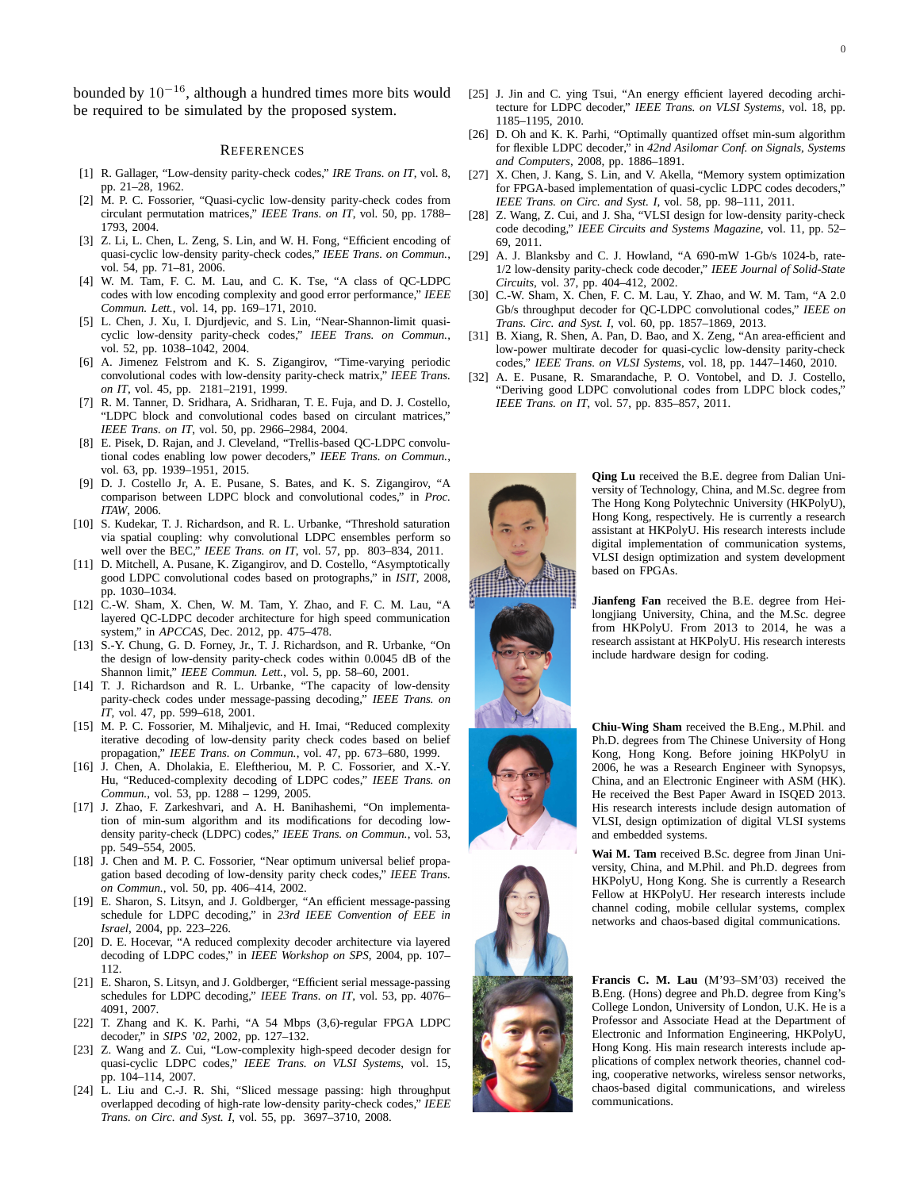bounded by $10^{-16}$, although a hundred times more bits would be required to be simulated by the proposed system.

## References

[1] R. Gallager, "Low-density parity-check codes," *IRE Trans. on IT*, vol. 8, pp. 21–28, 1962.

[2] M. P. C. Fossorier, "Quasi-cyclic low-density parity-check codes from circulant permutation matrices," *IEEE Trans. on IT*, vol. 50, pp. 1788–1793, 2004.

[3] Z. Li, L. Chen, L. Zeng, S. Lin, and W. H. Fong, "Efficient encoding of quasi-cyclic low-density parity-check codes," *IEEE Trans. on Commun.*, vol. 54, pp. 71–81, 2006.

[4] W. M. Tam, F. C. M. Lau, and C. K. Tse, "A class of QC-LDPC codes with low encoding complexity and good error performance," *IEEE Commun. Lett.*, vol. 14, pp. 169–171, 2010.

[5] L. Chen, J. Xu, I. Djurdjevic, and S. Lin, "Near-Shannon-limit quasi-cyclic low-density parity-check codes," *IEEE Trans. on Commun.*, vol. 52, pp. 1038–1042, 2004.

[6] A. Jimenez Felstrom and K. S. Zigangirov, "Time-varying periodic convolutional codes with low-density parity-check matrix," *IEEE Trans. on IT*, vol. 45, pp. 2181–2191, 1999.

[7] R. M. Tanner, D. Sridhara, A. Sridharan, T. E. Fuja, and D. J. Costello, "LDPC block and convolutional codes based on circulant matrices," *IEEE Trans. on IT*, vol. 50, pp. 2966–2984, 2004.

[8] E. Pisek, D. Rajan, and J. Cleveland, "Trellis-based QC-LDPC convolutional codes enabling low power decoders," *IEEE Trans. on Commun.*, vol. 63, pp. 1939–1951, 2015.

[9] D. J. Costello Jr, A. E. Pusane, S. Bates, and K. S. Zigangirov, "A comparison between LDPC block and convolutional codes," in *Proc. ITAW*, 2006.

[10] S. Kudekar, T. J. Richardson, and R. L. Urbanke, "Threshold saturation via spatial coupling: why convolutional LDPC ensembles perform so well over the BEC," *IEEE Trans. on IT*, vol. 57, pp. 803–834, 2011.

[11] D. Mitchell, A. Pusane, K. Zigangirov, and D. Costello, "Asymptotically good LDPC convolutional codes based on protographs," in *ISIT*, 2008, pp. 1030–1034.

[12] C.-W. Sham, X. Chen, W. M. Tam, Y. Zhao, and F. C. M. Lau, "A layered QC-LDPC decoder architecture for high speed communication system," in *APCCAS*, Dec. 2012, pp. 475–478.

[13] S.-Y. Chung, G. D. Forney, Jr., T. J. Richardson, and R. Urbanke, "On the design of low-density parity-check codes within 0.0045 dB of the Shannon limit," *IEEE Commun. Lett.*, vol. 5, pp. 58–60, 2001.

[14] T. J. Richardson and R. L. Urbanke, "The capacity of low-density parity-check codes under message-passing decoding," *IEEE Trans. on IT*, vol. 47, pp. 599–618, 2001.

[15] M. P. C. Fossorier, M. Mihaljevic, and H. Imai, "Reduced complexity iterative decoding of low-density parity check codes based on belief propagation," *IEEE Trans. on Commun.*, vol. 47, pp. 673–680, 1999.

[16] J. Chen, A. Dholakia, E. Eleftheriou, M. P. C. Fossorier, and X.-Y. Hu, "Reduced-complexity decoding of LDPC codes," *IEEE Trans. on Commun.*, vol. 53, pp. 1288 – 1299, 2005.

[17] J. Zhao, F. Zarkeshvari, and A. H. Banihashemi, "On implementation of min-sum algorithm and its modifications for decoding low-density parity-check (LDPC) codes," *IEEE Trans. on Commun.*, vol. 53, pp. 549–554, 2005.

[18] J. Chen and M. P. C. Fossorier, "Near optimum universal belief propagation based decoding of low-density parity check codes," *IEEE Trans. on Commun.*, vol. 50, pp. 406–414, 2002.

[19] E. Sharon, S. Litsyn, and J. Goldberger, "An efficient message-passing schedule for LDPC decoding," in *23rd IEEE Convention of EEE in Israel*, 2004, pp. 223–226.

[20] D. E. Hocevar, "A reduced complexity decoder architecture via layered decoding of LDPC codes," in *IEEE Workshop on SPS*, 2004, pp. 107–112.

[21] E. Sharon, S. Litsyn, and J. Goldberger, "Efficient serial message-passing schedules for LDPC decoding," *IEEE Trans. on IT*, vol. 53, pp. 4076–4091, 2007.

[22] T. Zhang and K. K. Parhi, "A 54 Mbps (3,6)-regular FPGA LDPC decoder," in *SIPS '02*, 2002, pp. 127–132.

[23] Z. Wang and Z. Cui, "Low-complexity high-speed decoder design for quasi-cyclic LDPC codes," *IEEE Trans. on VLSI Systems*, vol. 15, pp. 104–114, 2007.

[24] L. Liu and C.-J. R. Shi, "Sliced message passing: high throughput overlapped decoding of high-rate low-density parity-check codes," *IEEE Trans. on Circ. and Syst. I*, vol. 55, pp. 3697–3710, 2008.

[25] J. Jin and C. ying Tsui, "An energy efficient layered decoding architecture for LDPC decoder," *IEEE Trans. on VLSI Systems*, vol. 18, pp. 1185–1195, 2010.

[26] D. Oh and K. K. Parhi, "Optimally quantized offset min-sum algorithm for flexible LDPC decoder," in *42nd Asilomar Conf. on Signals, Systems and Computers*, 2008, pp. 1886–1891.

[27] X. Chen, J. Kang, S. Lin, and V. Akella, "Memory system optimization for FPGA-based implementation of quasi-cyclic LDPC codes decoders," *IEEE Trans. on Circ. and Syst. I*, vol. 58, pp. 98–111, 2011.

[28] Z. Wang, Z. Cui, and J. Sha, "VLSI design for low-density parity-check code decoding," *IEEE Circuits and Systems Magazine*, vol. 11, pp. 52–69, 2011.

[29] A. J. Blanksby and C. J. Howland, "A 690-mW 1-Gb/s 1024-b, rate-1/2 low-density parity-check code decoder," *IEEE Journal of Solid-State Circuits*, vol. 37, pp. 404–412, 2002.

[30] C.-W. Sham, X. Chen, F. C. M. Lau, Y. Zhao, and W. M. Tam, "A 2.0 Gb/s throughput decoder for QC-LDPC convolutional codes," *IEEE on Trans. Circ. and Syst. I*, vol. 60, pp. 1857–1869, 2013.

[31] B. Xiang, R. Shen, A. Pan, D. Bao, and X. Zeng, "An area-efficient and low-power multirate decoder for quasi-cyclic low-density parity-check codes," *IEEE Trans. on VLSI Systems*, vol. 18, pp. 1447–1460, 2010.

[32] A. E. Pusane, R. Smarandache, P. O. Vontobel, and D. J. Costello, "Deriving good LDPC convolutional codes from LDPC block codes," *IEEE Trans. on IT*, vol. 57, pp. 835–857, 2011.

**Qing Lu** received the B.E. degree from Dalian University of Technology, China, and M.Sc. degree from The Hong Kong Polytechnic University (HKPolyU), Hong Kong, respectively. He is currently a research assistant at HKPolyU. His research interests include digital implementation of communication systems, VLSI design optimization and system development based on FPGAs.

**Jianfeng Fan** received the B.E. degree from Heilongjiang University, China, and the M.Sc. degree from HKPolyU. From 2013 to 2014, he was a research assistant at HKPolyU. His research interests include hardware design for coding.

**Chiu-Wing Sham** received the B.Eng., M.Phil. and Ph.D. degrees from The Chinese University of Hong Kong, Hong Kong. Before joining HKPolyU in 2006, he was a Research Engineer with Synopsys, China, and an Electronic Engineer with ASM (HK). He received the Best Paper Award in ISQED 2013. His research interests include design automation of VLSI, design optimization of digital VLSI systems and embedded systems.

**Wai M. Tam** received B.Sc. degree from Jinan University, China, and M.Phil. and Ph.D. degrees from HKPolyU, Hong Kong. She is currently a Research Fellow at HKPolyU. Her research interests include channel coding, mobile cellular systems, complex networks and chaos-based digital communications.

**Francis C. M. Lau** (M'93–SM'03) received the B.Eng. (Hons) degree and Ph.D. degree from King's College London, University of London, U.K. He is a Professor and Associate Head at the Department of Electronic and Information Engineering, HKPolyU, Hong Kong. His main research interests include applications of complex network theories, channel coding, cooperative networks, wireless sensor networks, chaos-based digital communications, and wireless communications.